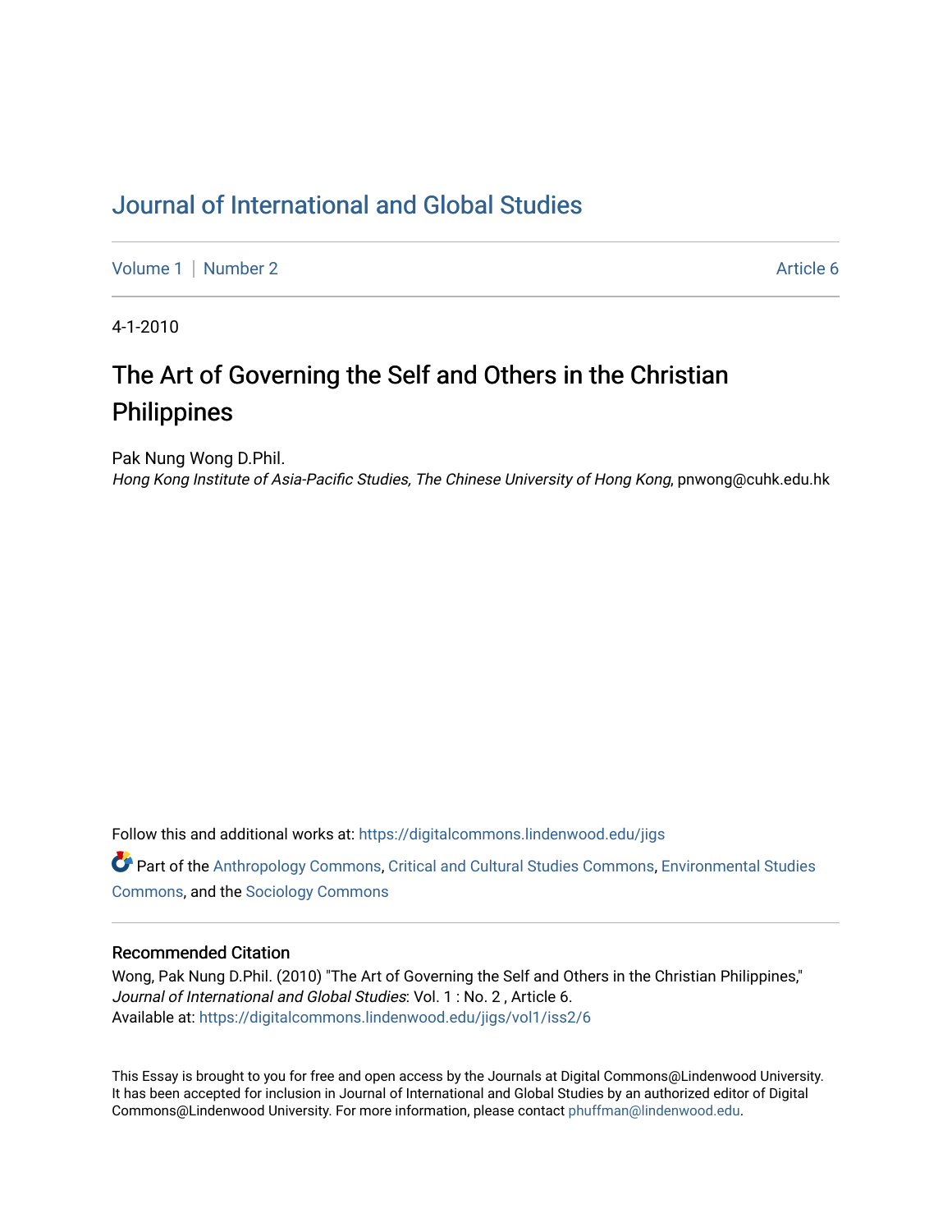# Journal of International and Global Studies

Volume 1 | Number 2 Article 6

4-1-2010

## The Art of Governing the Self and Others in the Christian Philippines

Pak Nung Wong D.Phil.
*Hong Kong Institute of Asia-Pacific Studies, The Chinese University of Hong Kong*, pnwong@cuhk.edu.hk

Follow this and additional works at: https://digitalcommons.lindenwood.edu/jigs

Part of the Anthropology Commons, Critical and Cultural Studies Commons, Environmental Studies Commons, and the Sociology Commons

### Recommended Citation

Wong, Pak Nung D.Phil. (2010) "The Art of Governing the Self and Others in the Christian Philippines," *Journal of International and Global Studies*: Vol. 1 : No. 2 , Article 6.
Available at: https://digitalcommons.lindenwood.edu/jigs/vol1/iss2/6

This Essay is brought to you for free and open access by the Journals at Digital Commons@Lindenwood University. It has been accepted for inclusion in Journal of International and Global Studies by an authorized editor of Digital Commons@Lindenwood University. For more information, please contact phuffman@lindenwood.edu.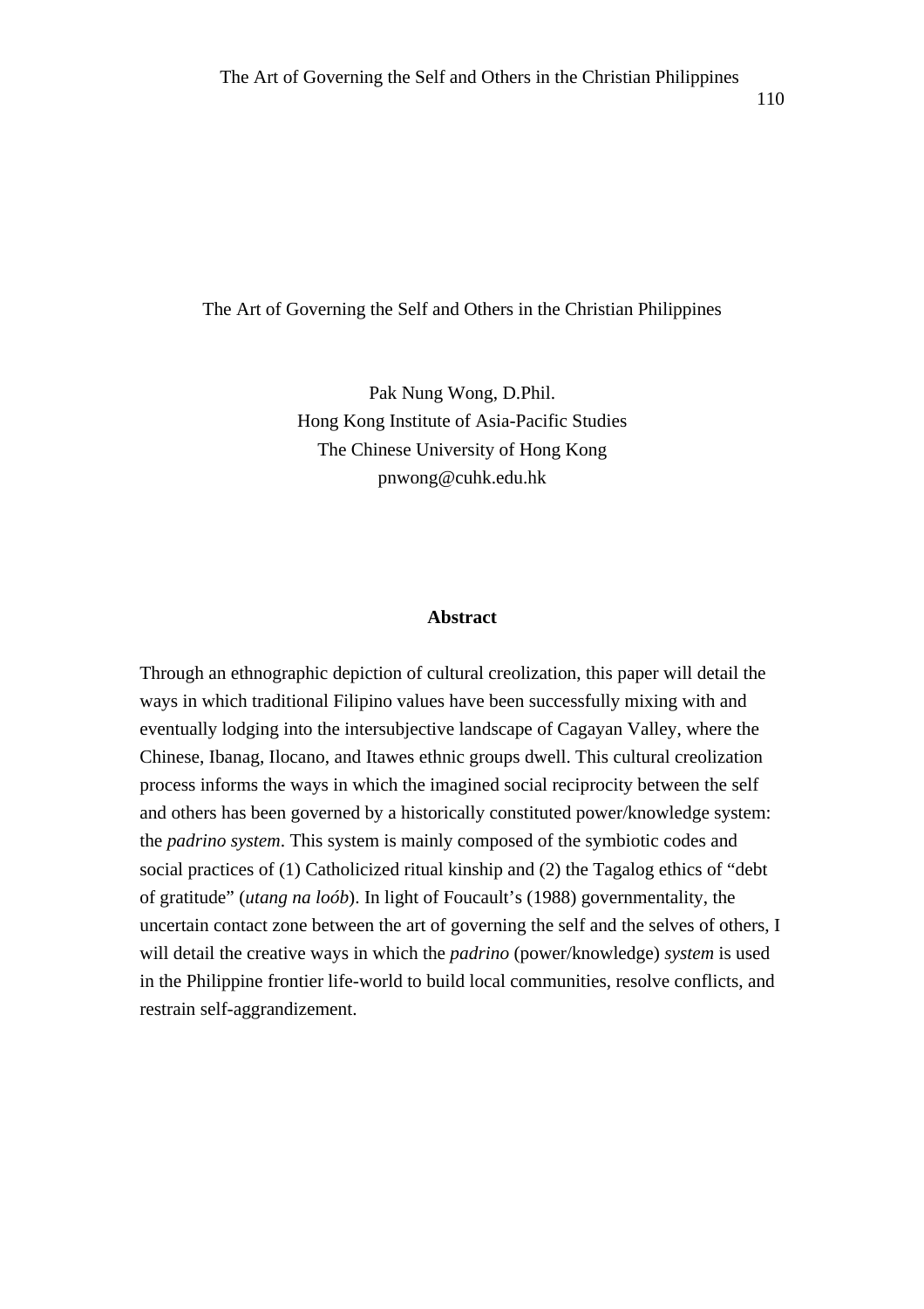# The Art of Governing the Self and Others in the Christian Philippines

Pak Nung Wong, D.Phil.
Hong Kong Institute of Asia-Pacific Studies
The Chinese University of Hong Kong
pnwong@cuhk.edu.hk

## Abstract

Through an ethnographic depiction of cultural creolization, this paper will detail the ways in which traditional Filipino values have been successfully mixing with and eventually lodging into the intersubjective landscape of Cagayan Valley, where the Chinese, Ibanag, Ilocano, and Itawes ethnic groups dwell. This cultural creolization process informs the ways in which the imagined social reciprocity between the self and others has been governed by a historically constituted power/knowledge system: the *padrino system*. This system is mainly composed of the symbiotic codes and social practices of (1) Catholicized ritual kinship and (2) the Tagalog ethics of "debt of gratitude" (*utang na loób*). In light of Foucault's (1988) governmentality, the uncertain contact zone between the art of governing the self and the selves of others, I will detail the creative ways in which the *padrino* (power/knowledge) *system* is used in the Philippine frontier life-world to build local communities, resolve conflicts, and restrain self-aggrandizement.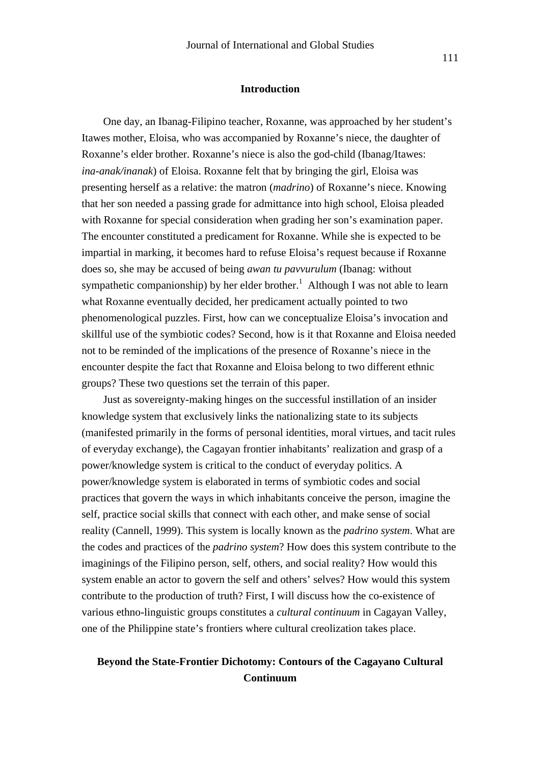## Introduction

One day, an Ibanag-Filipino teacher, Roxanne, was approached by her student's Itawes mother, Eloisa, who was accompanied by Roxanne's niece, the daughter of Roxanne's elder brother. Roxanne's niece is also the god-child (Ibanag/Itawes: *ina-anak/inanak*) of Eloisa. Roxanne felt that by bringing the girl, Eloisa was presenting herself as a relative: the matron (*madrino*) of Roxanne's niece. Knowing that her son needed a passing grade for admittance into high school, Eloisa pleaded with Roxanne for special consideration when grading her son's examination paper. The encounter constituted a predicament for Roxanne. While she is expected to be impartial in marking, it becomes hard to refuse Eloisa's request because if Roxanne does so, she may be accused of being *awan tu pavvurulum* (Ibanag: without sympathetic companionship) by her elder brother.[1] Although I was not able to learn what Roxanne eventually decided, her predicament actually pointed to two phenomenological puzzles. First, how can we conceptualize Eloisa's invocation and skillful use of the symbiotic codes? Second, how is it that Roxanne and Eloisa needed not to be reminded of the implications of the presence of Roxanne's niece in the encounter despite the fact that Roxanne and Eloisa belong to two different ethnic groups? These two questions set the terrain of this paper.

Just as sovereignty-making hinges on the successful instillation of an insider knowledge system that exclusively links the nationalizing state to its subjects (manifested primarily in the forms of personal identities, moral virtues, and tacit rules of everyday exchange), the Cagayan frontier inhabitants' realization and grasp of a power/knowledge system is critical to the conduct of everyday politics. A power/knowledge system is elaborated in terms of symbiotic codes and social practices that govern the ways in which inhabitants conceive the person, imagine the self, practice social skills that connect with each other, and make sense of social reality (Cannell, 1999). This system is locally known as the *padrino system*. What are the codes and practices of the *padrino system*? How does this system contribute to the imaginings of the Filipino person, self, others, and social reality? How would this system enable an actor to govern the self and others' selves? How would this system contribute to the production of truth? First, I will discuss how the co-existence of various ethno-linguistic groups constitutes a *cultural continuum* in Cagayan Valley, one of the Philippine state's frontiers where cultural creolization takes place.

## Beyond the State-Frontier Dichotomy: Contours of the Cagayano Cultural Continuum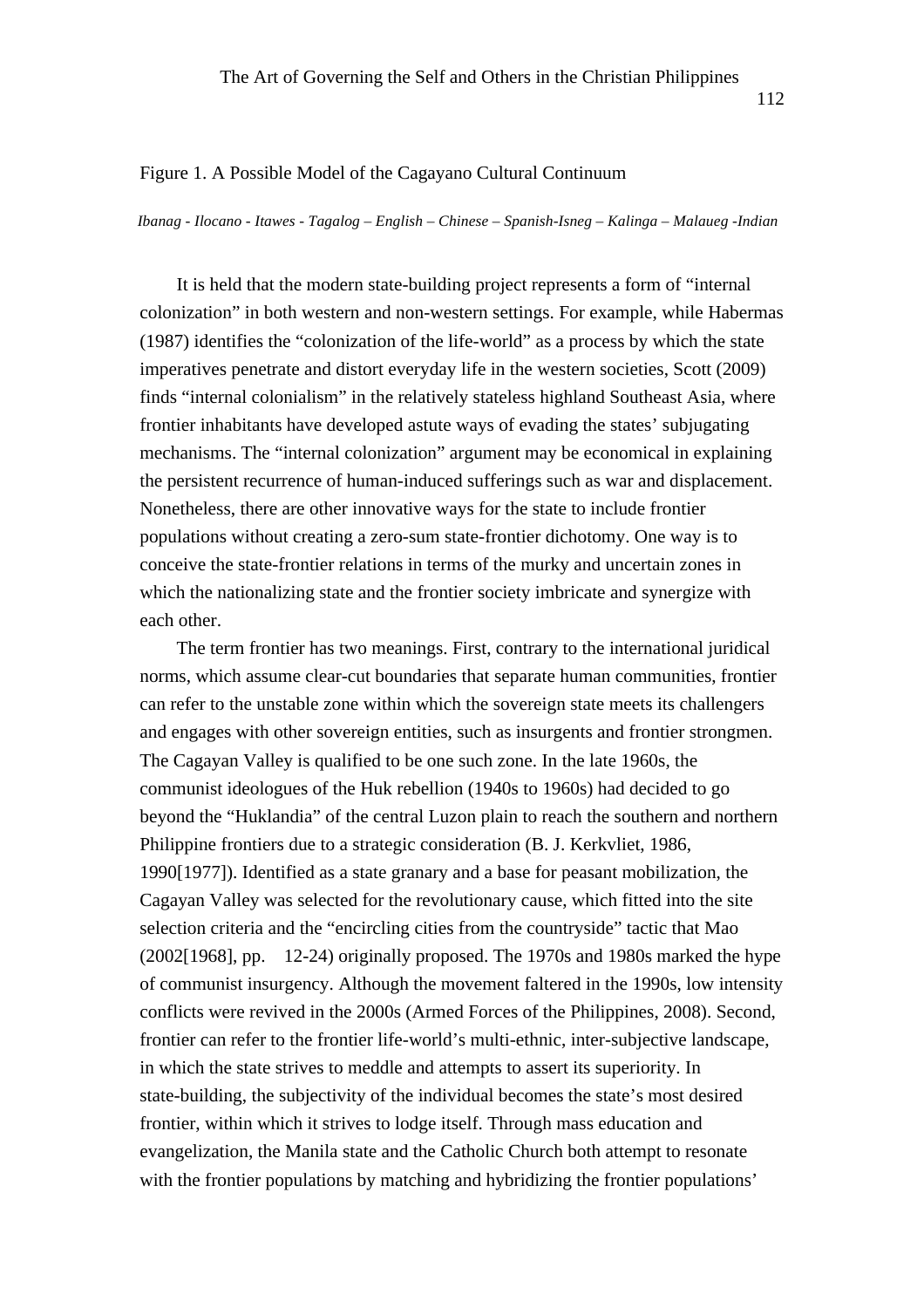Figure 1. A Possible Model of the Cagayano Cultural Continuum

*Ibanag - Ilocano - Itawes - Tagalog – English – Chinese – Spanish-Isneg – Kalinga – Malaueg -Indian*

It is held that the modern state-building project represents a form of "internal colonization" in both western and non-western settings. For example, while Habermas (1987) identifies the "colonization of the life-world" as a process by which the state imperatives penetrate and distort everyday life in the western societies, Scott (2009) finds "internal colonialism" in the relatively stateless highland Southeast Asia, where frontier inhabitants have developed astute ways of evading the states' subjugating mechanisms. The "internal colonization" argument may be economical in explaining the persistent recurrence of human-induced sufferings such as war and displacement. Nonetheless, there are other innovative ways for the state to include frontier populations without creating a zero-sum state-frontier dichotomy. One way is to conceive the state-frontier relations in terms of the murky and uncertain zones in which the nationalizing state and the frontier society imbricate and synergize with each other.

The term frontier has two meanings. First, contrary to the international juridical norms, which assume clear-cut boundaries that separate human communities, frontier can refer to the unstable zone within which the sovereign state meets its challengers and engages with other sovereign entities, such as insurgents and frontier strongmen. The Cagayan Valley is qualified to be one such zone. In the late 1960s, the communist ideologues of the Huk rebellion (1940s to 1960s) had decided to go beyond the "Huklandia" of the central Luzon plain to reach the southern and northern Philippine frontiers due to a strategic consideration (B. J. Kerkvliet, 1986, 1990[1977]). Identified as a state granary and a base for peasant mobilization, the Cagayan Valley was selected for the revolutionary cause, which fitted into the site selection criteria and the "encircling cities from the countryside" tactic that Mao (2002[1968], pp. 12-24) originally proposed. The 1970s and 1980s marked the hype of communist insurgency. Although the movement faltered in the 1990s, low intensity conflicts were revived in the 2000s (Armed Forces of the Philippines, 2008). Second, frontier can refer to the frontier life-world's multi-ethnic, inter-subjective landscape, in which the state strives to meddle and attempts to assert its superiority. In state-building, the subjectivity of the individual becomes the state's most desired frontier, within which it strives to lodge itself. Through mass education and evangelization, the Manila state and the Catholic Church both attempt to resonate with the frontier populations by matching and hybridizing the frontier populations'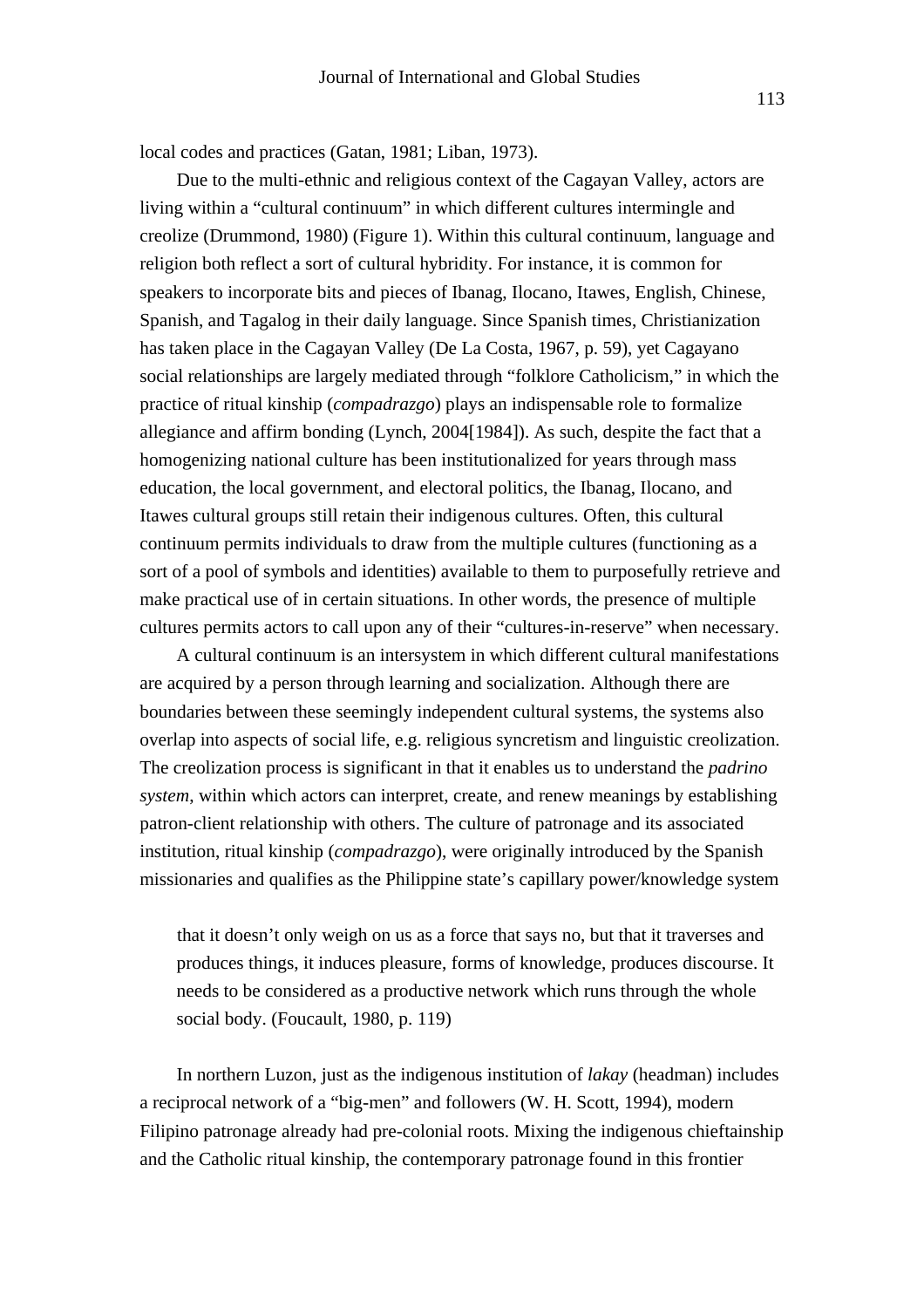local codes and practices (Gatan, 1981; Liban, 1973).

Due to the multi-ethnic and religious context of the Cagayan Valley, actors are living within a "cultural continuum" in which different cultures intermingle and creolize (Drummond, 1980) (Figure 1). Within this cultural continuum, language and religion both reflect a sort of cultural hybridity. For instance, it is common for speakers to incorporate bits and pieces of Ibanag, Ilocano, Itawes, English, Chinese, Spanish, and Tagalog in their daily language. Since Spanish times, Christianization has taken place in the Cagayan Valley (De La Costa, 1967, p. 59), yet Cagayano social relationships are largely mediated through "folklore Catholicism," in which the practice of ritual kinship (*compadrazgo*) plays an indispensable role to formalize allegiance and affirm bonding (Lynch, 2004[1984]). As such, despite the fact that a homogenizing national culture has been institutionalized for years through mass education, the local government, and electoral politics, the Ibanag, Ilocano, and Itawes cultural groups still retain their indigenous cultures. Often, this cultural continuum permits individuals to draw from the multiple cultures (functioning as a sort of a pool of symbols and identities) available to them to purposefully retrieve and make practical use of in certain situations. In other words, the presence of multiple cultures permits actors to call upon any of their "cultures-in-reserve" when necessary.

A cultural continuum is an intersystem in which different cultural manifestations are acquired by a person through learning and socialization. Although there are boundaries between these seemingly independent cultural systems, the systems also overlap into aspects of social life, e.g. religious syncretism and linguistic creolization. The creolization process is significant in that it enables us to understand the *padrino system*, within which actors can interpret, create, and renew meanings by establishing patron-client relationship with others. The culture of patronage and its associated institution, ritual kinship (*compadrazgo*), were originally introduced by the Spanish missionaries and qualifies as the Philippine state's capillary power/knowledge system

> that it doesn't only weigh on us as a force that says no, but that it traverses and produces things, it induces pleasure, forms of knowledge, produces discourse. It needs to be considered as a productive network which runs through the whole social body. (Foucault, 1980, p. 119)

In northern Luzon, just as the indigenous institution of *lakay* (headman) includes a reciprocal network of a "big-men" and followers (W. H. Scott, 1994), modern Filipino patronage already had pre-colonial roots. Mixing the indigenous chieftainship and the Catholic ritual kinship, the contemporary patronage found in this frontier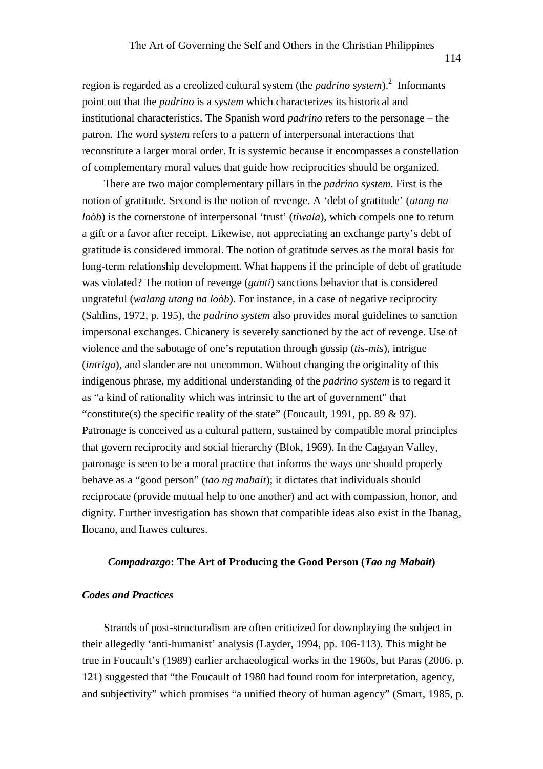region is regarded as a creolized cultural system (the *padrino system*).[2] Informants point out that the *padrino* is a *system* which characterizes its historical and institutional characteristics. The Spanish word *padrino* refers to the personage – the patron. The word *system* refers to a pattern of interpersonal interactions that reconstitute a larger moral order. It is systemic because it encompasses a constellation of complementary moral values that guide how reciprocities should be organized.

There are two major complementary pillars in the *padrino system*. First is the notion of gratitude. Second is the notion of revenge. A 'debt of gratitude' (*utang na loòb*) is the cornerstone of interpersonal 'trust' (*tiwala*), which compels one to return a gift or a favor after receipt. Likewise, not appreciating an exchange party's debt of gratitude is considered immoral. The notion of gratitude serves as the moral basis for long-term relationship development. What happens if the principle of debt of gratitude was violated? The notion of revenge (*ganti*) sanctions behavior that is considered ungrateful (*walang utang na loòb*). For instance, in a case of negative reciprocity (Sahlins, 1972, p. 195), the *padrino system* also provides moral guidelines to sanction impersonal exchanges. Chicanery is severely sanctioned by the act of revenge. Use of violence and the sabotage of one's reputation through gossip (*tis-mis*), intrigue (*intriga*), and slander are not uncommon. Without changing the originality of this indigenous phrase, my additional understanding of the *padrino system* is to regard it as "a kind of rationality which was intrinsic to the art of government" that "constitute(s) the specific reality of the state" (Foucault, 1991, pp. 89 & 97). Patronage is conceived as a cultural pattern, sustained by compatible moral principles that govern reciprocity and social hierarchy (Blok, 1969). In the Cagayan Valley, patronage is seen to be a moral practice that informs the ways one should properly behave as a "good person" (*tao ng mabait*); it dictates that individuals should reciprocate (provide mutual help to one another) and act with compassion, honor, and dignity. Further investigation has shown that compatible ideas also exist in the Ibanag, Ilocano, and Itawes cultures.

## *Compadrazgo*: The Art of Producing the Good Person (*Tao ng Mabait*)

### *Codes and Practices*

Strands of post-structuralism are often criticized for downplaying the subject in their allegedly 'anti-humanist' analysis (Layder, 1994, pp. 106-113). This might be true in Foucault's (1989) earlier archaeological works in the 1960s, but Paras (2006. p. 121) suggested that "the Foucault of 1980 had found room for interpretation, agency, and subjectivity" which promises "a unified theory of human agency" (Smart, 1985, p.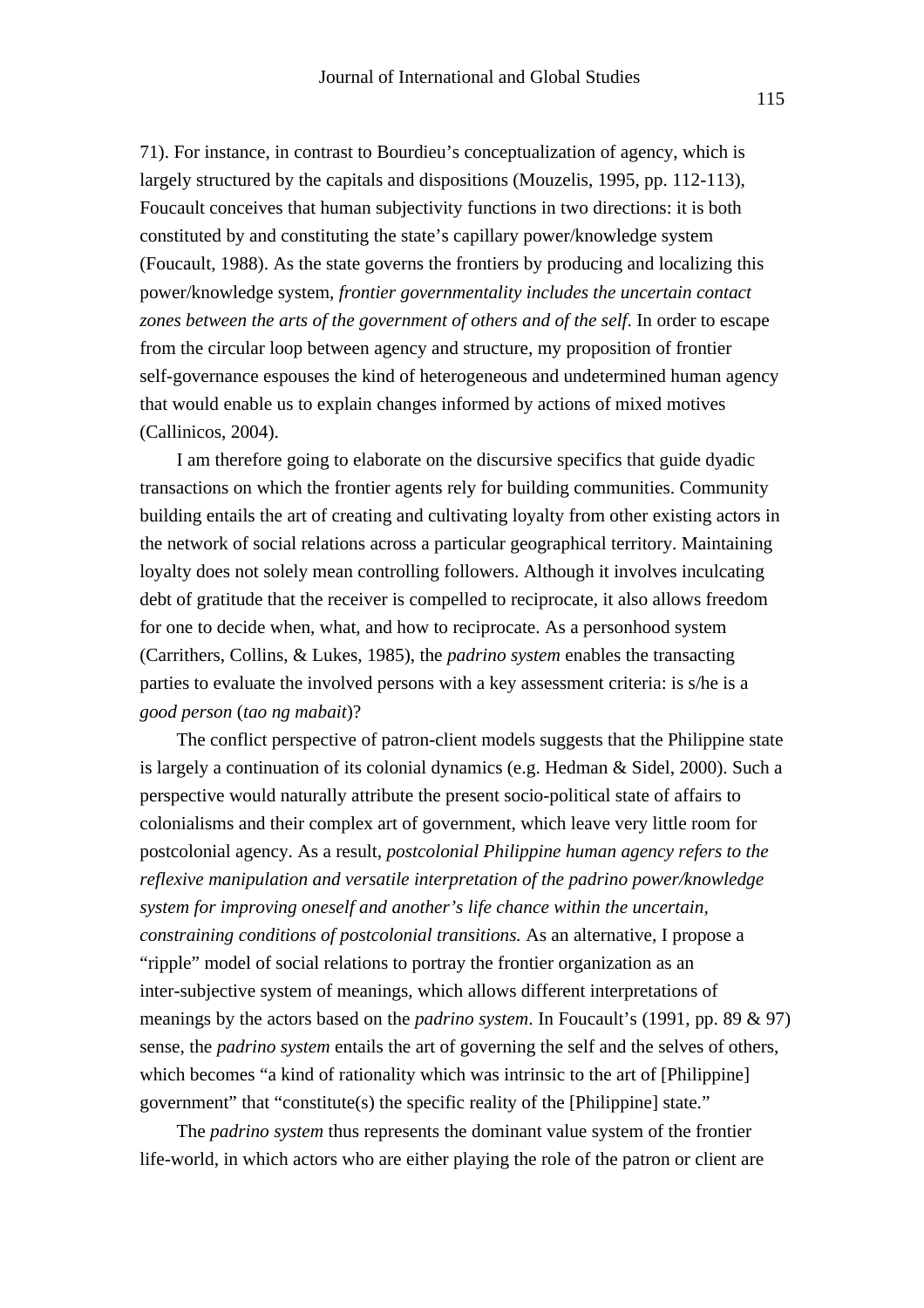71). For instance, in contrast to Bourdieu's conceptualization of agency, which is largely structured by the capitals and dispositions (Mouzelis, 1995, pp. 112-113), Foucault conceives that human subjectivity functions in two directions: it is both constituted by and constituting the state's capillary power/knowledge system (Foucault, 1988). As the state governs the frontiers by producing and localizing this power/knowledge system, *frontier governmentality includes the uncertain contact zones between the arts of the government of others and of the self*. In order to escape from the circular loop between agency and structure, my proposition of frontier self-governance espouses the kind of heterogeneous and undetermined human agency that would enable us to explain changes informed by actions of mixed motives (Callinicos, 2004).

I am therefore going to elaborate on the discursive specifics that guide dyadic transactions on which the frontier agents rely for building communities. Community building entails the art of creating and cultivating loyalty from other existing actors in the network of social relations across a particular geographical territory. Maintaining loyalty does not solely mean controlling followers. Although it involves inculcating debt of gratitude that the receiver is compelled to reciprocate, it also allows freedom for one to decide when, what, and how to reciprocate. As a personhood system (Carrithers, Collins, & Lukes, 1985), the *padrino system* enables the transacting parties to evaluate the involved persons with a key assessment criteria: is s/he is a *good person* (*tao ng mabait*)?

The conflict perspective of patron-client models suggests that the Philippine state is largely a continuation of its colonial dynamics (e.g. Hedman & Sidel, 2000). Such a perspective would naturally attribute the present socio-political state of affairs to colonialisms and their complex art of government, which leave very little room for postcolonial agency. As a result, *postcolonial Philippine human agency refers to the reflexive manipulation and versatile interpretation of the padrino power/knowledge system for improving oneself and another's life chance within the uncertain, constraining conditions of postcolonial transitions.* As an alternative, I propose a "ripple" model of social relations to portray the frontier organization as an inter-subjective system of meanings, which allows different interpretations of meanings by the actors based on the *padrino system*. In Foucault's (1991, pp. 89 & 97) sense, the *padrino system* entails the art of governing the self and the selves of others, which becomes "a kind of rationality which was intrinsic to the art of [Philippine] government" that "constitute(s) the specific reality of the [Philippine] state."

The *padrino system* thus represents the dominant value system of the frontier life-world, in which actors who are either playing the role of the patron or client are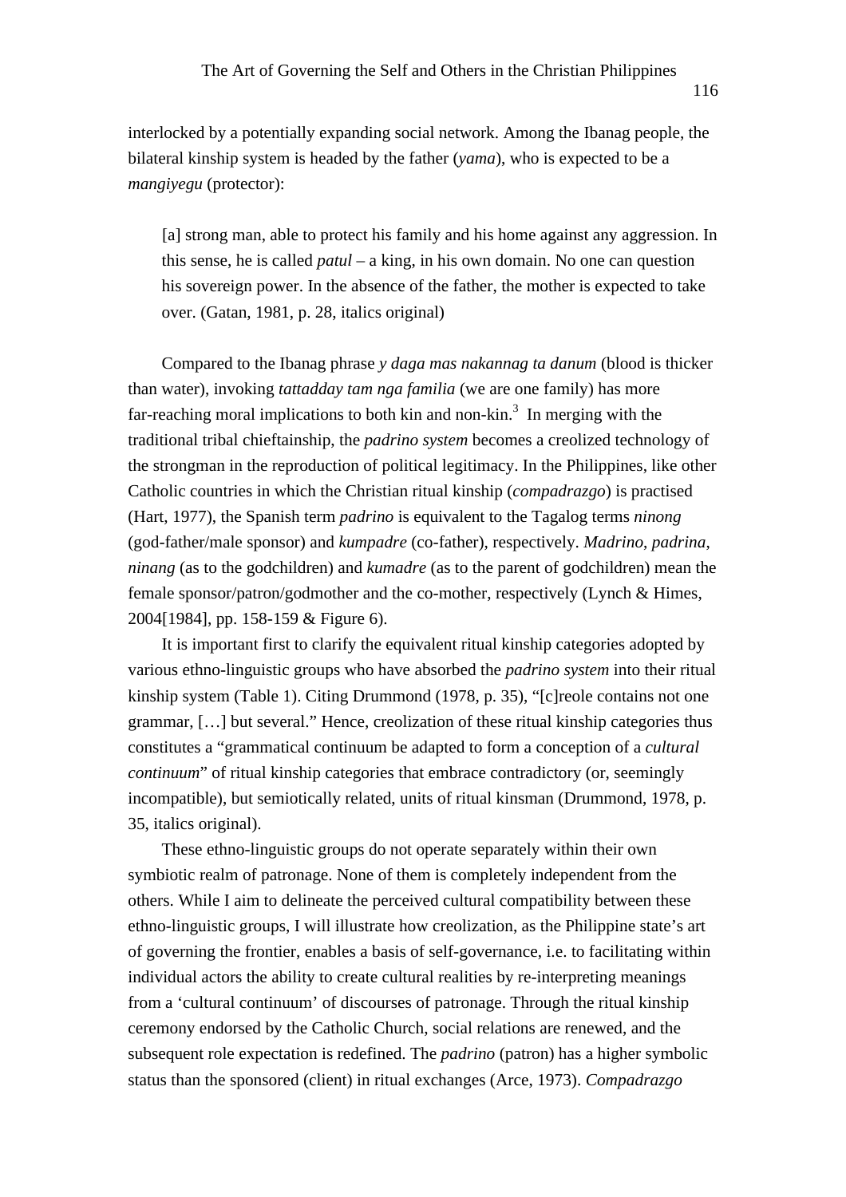interlocked by a potentially expanding social network. Among the Ibanag people, the bilateral kinship system is headed by the father (*yama*), who is expected to be a *mangiyegu* (protector):

> [a] strong man, able to protect his family and his home against any aggression. In this sense, he is called *patul* – a king, in his own domain. No one can question his sovereign power. In the absence of the father, the mother is expected to take over. (Gatan, 1981, p. 28, italics original)

Compared to the Ibanag phrase *y daga mas nakannag ta danum* (blood is thicker than water), invoking *tattadday tam nga familia* (we are one family) has more far-reaching moral implications to both kin and non-kin.[3] In merging with the traditional tribal chieftainship, the *padrino system* becomes a creolized technology of the strongman in the reproduction of political legitimacy. In the Philippines, like other Catholic countries in which the Christian ritual kinship (*compadrazgo*) is practised (Hart, 1977), the Spanish term *padrino* is equivalent to the Tagalog terms *ninong* (god-father/male sponsor) and *kumpadre* (co-father), respectively. *Madrino*, *padrina*, *ninang* (as to the godchildren) and *kumadre* (as to the parent of godchildren) mean the female sponsor/patron/godmother and the co-mother, respectively (Lynch & Himes, 2004[1984], pp. 158-159 & Figure 6).

It is important first to clarify the equivalent ritual kinship categories adopted by various ethno-linguistic groups who have absorbed the *padrino system* into their ritual kinship system (Table 1). Citing Drummond (1978, p. 35), "[c]reole contains not one grammar, […] but several." Hence, creolization of these ritual kinship categories thus constitutes a "grammatical continuum be adapted to form a conception of a *cultural continuum*" of ritual kinship categories that embrace contradictory (or, seemingly incompatible), but semiotically related, units of ritual kinsman (Drummond, 1978, p. 35, italics original).

These ethno-linguistic groups do not operate separately within their own symbiotic realm of patronage. None of them is completely independent from the others. While I aim to delineate the perceived cultural compatibility between these ethno-linguistic groups, I will illustrate how creolization, as the Philippine state's art of governing the frontier, enables a basis of self-governance, i.e. to facilitating within individual actors the ability to create cultural realities by re-interpreting meanings from a 'cultural continuum' of discourses of patronage. Through the ritual kinship ceremony endorsed by the Catholic Church, social relations are renewed, and the subsequent role expectation is redefined. The *padrino* (patron) has a higher symbolic status than the sponsored (client) in ritual exchanges (Arce, 1973). *Compadrazgo*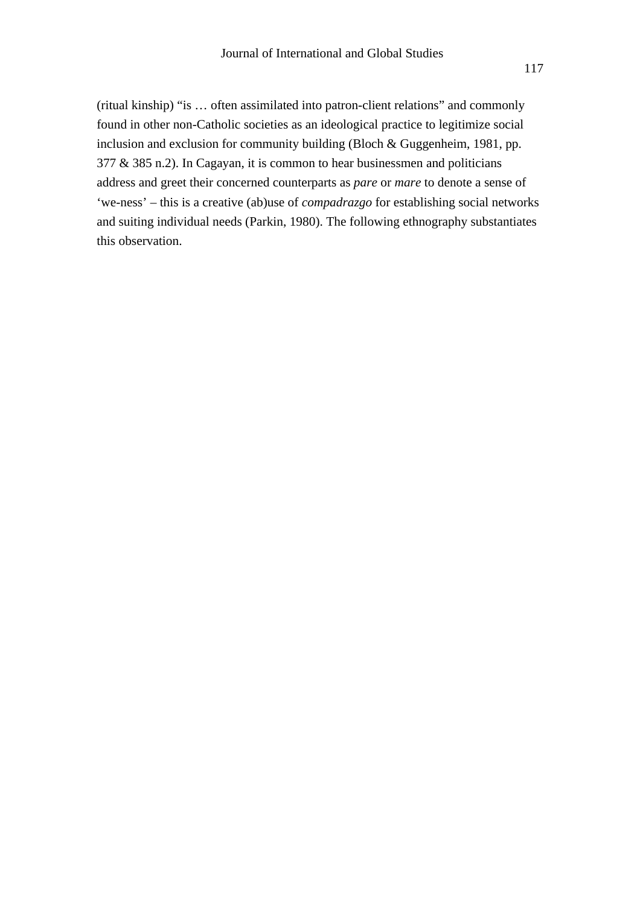(ritual kinship) “is … often assimilated into patron-client relations” and commonly found in other non-Catholic societies as an ideological practice to legitimize social inclusion and exclusion for community building (Bloch & Guggenheim, 1981, pp. 377 & 385 n.2). In Cagayan, it is common to hear businessmen and politicians address and greet their concerned counterparts as *pare* or *mare* to denote a sense of ‘we-ness’ – this is a creative (ab)use of *compadrazgo* for establishing social networks and suiting individual needs (Parkin, 1980). The following ethnography substantiates this observation.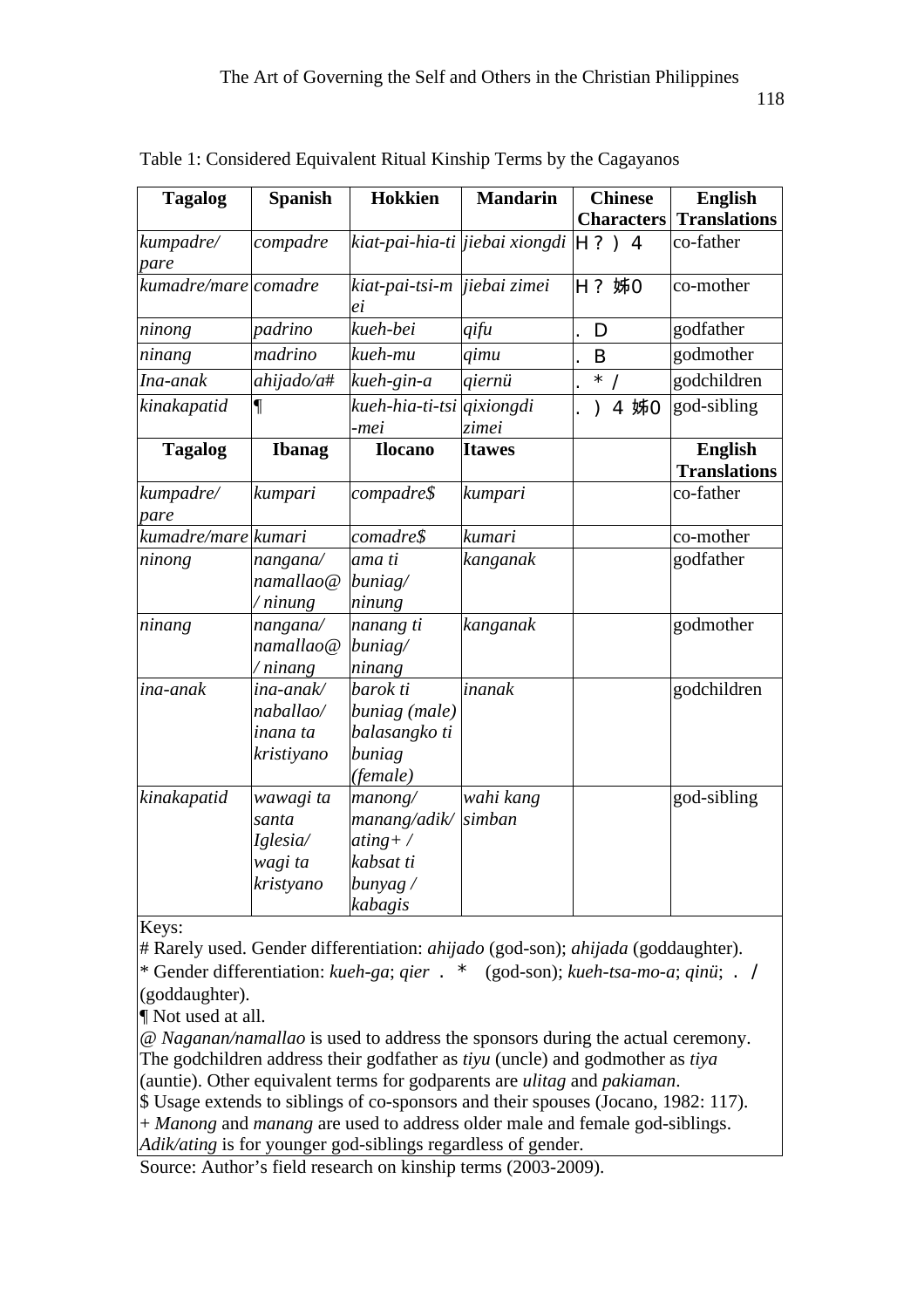Table 1: Considered Equivalent Ritual Kinship Terms by the Cagayanos

| Tagalog | Spanish | Hokkien | Mandarin | Chinese Characters | English Translations |
|---|---|---|---|---|---|
| *kumpadre/ pare* | *compadre* | *kiat-pai-hia-ti* | *jiebai xiongdi* | H ? ) 4 | co-father |
| *kumadre/mare* | *comadre* | *kiat-pai-tsi-mei* | *jiebai zimei* | H ? 姊0 | co-mother |
| *ninong* | *padrino* | *kueh-bei* | *qifu* | . D | godfather |
| *ninang* | *madrino* | *kueh-mu* | *qimu* | . B | godmother |
| *Ina-anak* | *ahijado/a#* | *kueh-gin-a* | *qiernü* | . * / | godchildren |
| *kinakapatid* | ¶ | *kueh-hia-ti-tsi-mei* | *qixiongdi zimei* | . ) 4 姊0 | god-sibling |
| **Tagalog** | **Ibanag** | **Ilocano** | **Itawes** | | **English Translations** |
| *kumpadre/ pare* | *kumpari* | *compadre$* | *kumpari* | | co-father |
| *kumadre/mare* | *kumari* | *comadre$* | *kumari* | | co-mother |
| *ninong* | *nangana/ namallao@ / ninung* | *ama ti buniag/ ninung* | *kanganak* | | godfather |
| *ninang* | *nangana/ namallao@ / ninang* | *nanang ti buniag/ ninang* | *kanganak* | | godmother |
| *ina-anak* | *ina-anak/ naballao/ inana ta kristiyano* | *barok ti buniag (male) balasangko ti buniag (female)* | *inanak* | | godchildren |
| *kinakapatid* | *wawagi ta santa Iglesia/ wagi ta kristyano* | *manong/ manang/adik/ ating+ / kabsat ti bunyag / kabagis* | *wahi kang simban* | | god-sibling |

Keys:
\# Rarely used. Gender differentiation: *ahijado* (god-son); *ahijada* (goddaughter).
\* Gender differentiation: *kueh-ga*; *qier* . * (god-son); *kueh-tsa-mo-a*; *qinü*; . / (goddaughter).
¶ Not used at all.
@ *Naganan/namallao* is used to address the sponsors during the actual ceremony. The godchildren address their godfather as *tiyu* (uncle) and godmother as *tiya* (auntie). Other equivalent terms for godparents are *ulitag* and *pakiaman*.
$ Usage extends to siblings of co-sponsors and their spouses (Jocano, 1982: 117).
\+ *Manong* and *manang* are used to address older male and female god-siblings. *Adik/ating* is for younger god-siblings regardless of gender.

Source: Author's field research on kinship terms (2003-2009).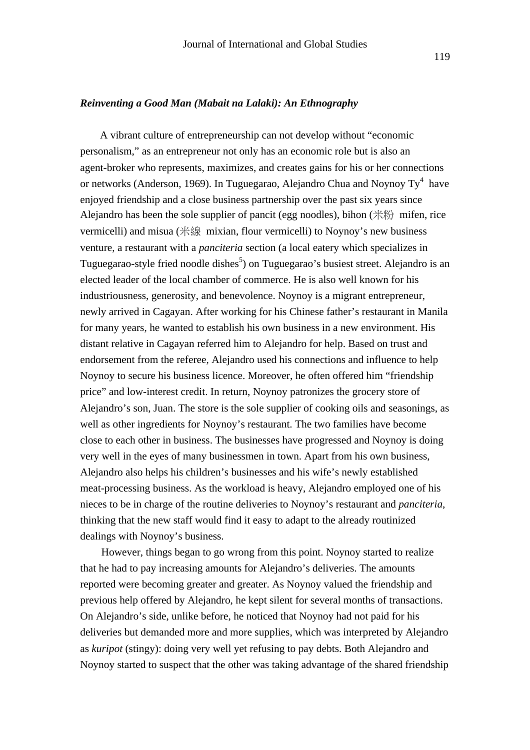### *Reinventing a Good Man (Mabait na Lalaki): An Ethnography*

A vibrant culture of entrepreneurship can not develop without "economic personalism," as an entrepreneur not only has an economic role but is also an agent-broker who represents, maximizes, and creates gains for his or her connections or networks (Anderson, 1969). In Tuguegarao, Alejandro Chua and Noynoy Ty[4] have enjoyed friendship and a close business partnership over the past six years since Alejandro has been the sole supplier of pancit (egg noodles), bihon (米粉 mifen, rice vermicelli) and misua (米線 mixian, flour vermicelli) to Noynoy's new business venture, a restaurant with a *panciteria* section (a local eatery which specializes in Tuguegarao-style fried noodle dishes[5]) on Tuguegarao's busiest street. Alejandro is an elected leader of the local chamber of commerce. He is also well known for his industriousness, generosity, and benevolence. Noynoy is a migrant entrepreneur, newly arrived in Cagayan. After working for his Chinese father's restaurant in Manila for many years, he wanted to establish his own business in a new environment. His distant relative in Cagayan referred him to Alejandro for help. Based on trust and endorsement from the referee, Alejandro used his connections and influence to help Noynoy to secure his business licence. Moreover, he often offered him "friendship price" and low-interest credit. In return, Noynoy patronizes the grocery store of Alejandro's son, Juan. The store is the sole supplier of cooking oils and seasonings, as well as other ingredients for Noynoy's restaurant. The two families have become close to each other in business. The businesses have progressed and Noynoy is doing very well in the eyes of many businessmen in town. Apart from his own business, Alejandro also helps his children's businesses and his wife's newly established meat-processing business. As the workload is heavy, Alejandro employed one of his nieces to be in charge of the routine deliveries to Noynoy's restaurant and *panciteria*, thinking that the new staff would find it easy to adapt to the already routinized dealings with Noynoy's business.

However, things began to go wrong from this point. Noynoy started to realize that he had to pay increasing amounts for Alejandro's deliveries. The amounts reported were becoming greater and greater. As Noynoy valued the friendship and previous help offered by Alejandro, he kept silent for several months of transactions. On Alejandro's side, unlike before, he noticed that Noynoy had not paid for his deliveries but demanded more and more supplies, which was interpreted by Alejandro as *kuripot* (stingy): doing very well yet refusing to pay debts. Both Alejandro and Noynoy started to suspect that the other was taking advantage of the shared friendship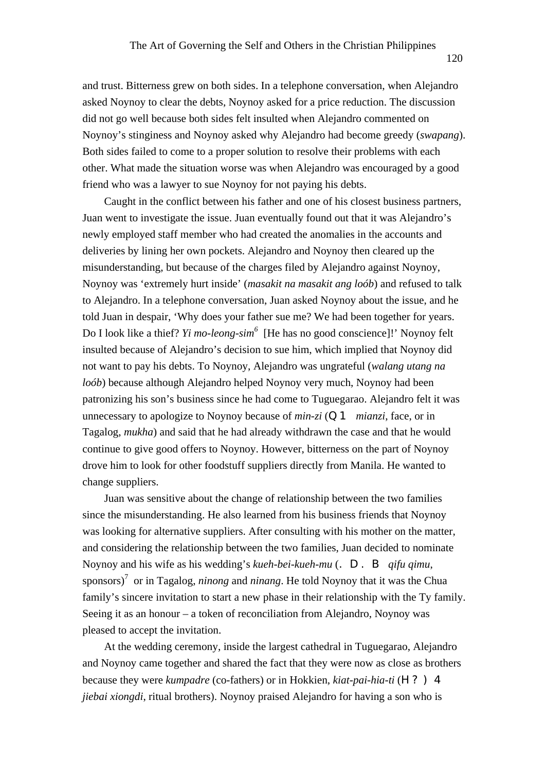and trust. Bitterness grew on both sides. In a telephone conversation, when Alejandro asked Noynoy to clear the debts, Noynoy asked for a price reduction. The discussion did not go well because both sides felt insulted when Alejandro commented on Noynoy's stinginess and Noynoy asked why Alejandro had become greedy (*swapang*). Both sides failed to come to a proper solution to resolve their problems with each other. What made the situation worse was when Alejandro was encouraged by a good friend who was a lawyer to sue Noynoy for not paying his debts.

Caught in the conflict between his father and one of his closest business partners, Juan went to investigate the issue. Juan eventually found out that it was Alejandro's newly employed staff member who had created the anomalies in the accounts and deliveries by lining her own pockets. Alejandro and Noynoy then cleared up the misunderstanding, but because of the charges filed by Alejandro against Noynoy, Noynoy was 'extremely hurt inside' (*masakit na masakit ang loób*) and refused to talk to Alejandro. In a telephone conversation, Juan asked Noynoy about the issue, and he told Juan in despair, 'Why does your father sue me? We had been together for years. Do I look like a thief? *Yi mo-leong-sim*[6] [He has no good conscience]!' Noynoy felt insulted because of Alejandro's decision to sue him, which implied that Noynoy did not want to pay his debts. To Noynoy, Alejandro was ungrateful (*walang utang na loób*) because although Alejandro helped Noynoy very much, Noynoy had been patronizing his son's business since he had come to Tuguegarao. Alejandro felt it was unnecessary to apologize to Noynoy because of *min-zi* (Ｑ１ *mianzi*, face, or in Tagalog, *mukha*) and said that he had already withdrawn the case and that he would continue to give good offers to Noynoy. However, bitterness on the part of Noynoy drove him to look for other foodstuff suppliers directly from Manila. He wanted to change suppliers.

Juan was sensitive about the change of relationship between the two families since the misunderstanding. He also learned from his business friends that Noynoy was looking for alternative suppliers. After consulting with his mother on the matter, and considering the relationship between the two families, Juan decided to nominate Noynoy and his wife as his wedding's *kueh-bei-kueh-mu* (．Ｄ．Ｂ *qifu qimu*, sponsors)[7] or in Tagalog, *ninong* and *ninang*. He told Noynoy that it was the Chua family's sincere invitation to start a new phase in their relationship with the Ty family. Seeing it as an honour – a token of reconciliation from Alejandro, Noynoy was pleased to accept the invitation.

At the wedding ceremony, inside the largest cathedral in Tuguegarao, Alejandro and Noynoy came together and shared the fact that they were now as close as brothers because they were *kumpadre* (co-fathers) or in Hokkien, *kiat-pai-hia-ti* (Ｈ？）４ *jiebai xiongdi*, ritual brothers). Noynoy praised Alejandro for having a son who is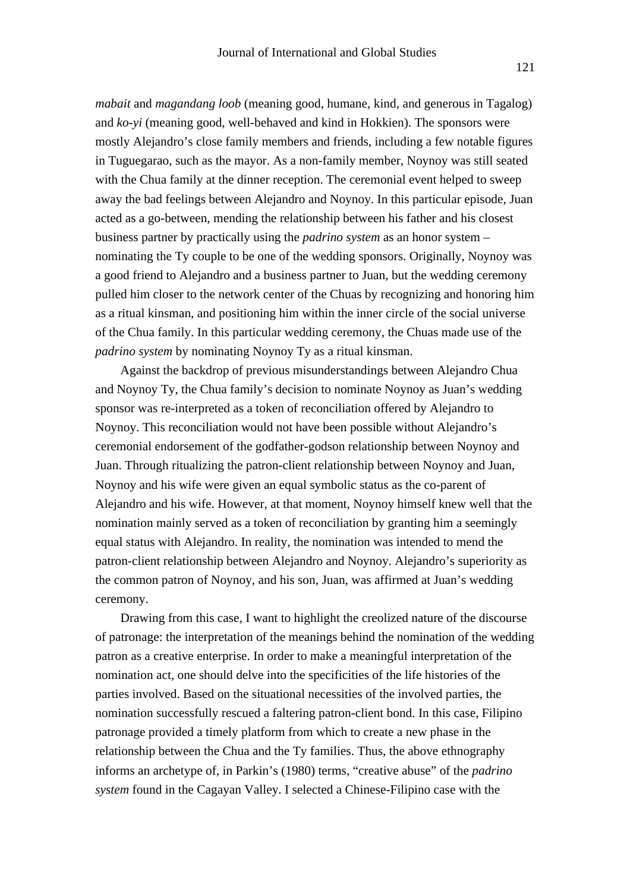*mabait* and *magandang loob* (meaning good, humane, kind, and generous in Tagalog) and *ko-yi* (meaning good, well-behaved and kind in Hokkien). The sponsors were mostly Alejandro's close family members and friends, including a few notable figures in Tuguegarao, such as the mayor. As a non-family member, Noynoy was still seated with the Chua family at the dinner reception. The ceremonial event helped to sweep away the bad feelings between Alejandro and Noynoy. In this particular episode, Juan acted as a go-between, mending the relationship between his father and his closest business partner by practically using the *padrino system* as an honor system – nominating the Ty couple to be one of the wedding sponsors. Originally, Noynoy was a good friend to Alejandro and a business partner to Juan, but the wedding ceremony pulled him closer to the network center of the Chuas by recognizing and honoring him as a ritual kinsman, and positioning him within the inner circle of the social universe of the Chua family. In this particular wedding ceremony, the Chuas made use of the *padrino system* by nominating Noynoy Ty as a ritual kinsman.

Against the backdrop of previous misunderstandings between Alejandro Chua and Noynoy Ty, the Chua family's decision to nominate Noynoy as Juan's wedding sponsor was re-interpreted as a token of reconciliation offered by Alejandro to Noynoy. This reconciliation would not have been possible without Alejandro's ceremonial endorsement of the godfather-godson relationship between Noynoy and Juan. Through ritualizing the patron-client relationship between Noynoy and Juan, Noynoy and his wife were given an equal symbolic status as the co-parent of Alejandro and his wife. However, at that moment, Noynoy himself knew well that the nomination mainly served as a token of reconciliation by granting him a seemingly equal status with Alejandro. In reality, the nomination was intended to mend the patron-client relationship between Alejandro and Noynoy. Alejandro's superiority as the common patron of Noynoy, and his son, Juan, was affirmed at Juan's wedding ceremony.

Drawing from this case, I want to highlight the creolized nature of the discourse of patronage: the interpretation of the meanings behind the nomination of the wedding patron as a creative enterprise. In order to make a meaningful interpretation of the nomination act, one should delve into the specificities of the life histories of the parties involved. Based on the situational necessities of the involved parties, the nomination successfully rescued a faltering patron-client bond. In this case, Filipino patronage provided a timely platform from which to create a new phase in the relationship between the Chua and the Ty families. Thus, the above ethnography informs an archetype of, in Parkin's (1980) terms, "creative abuse" of the *padrino system* found in the Cagayan Valley. I selected a Chinese-Filipino case with the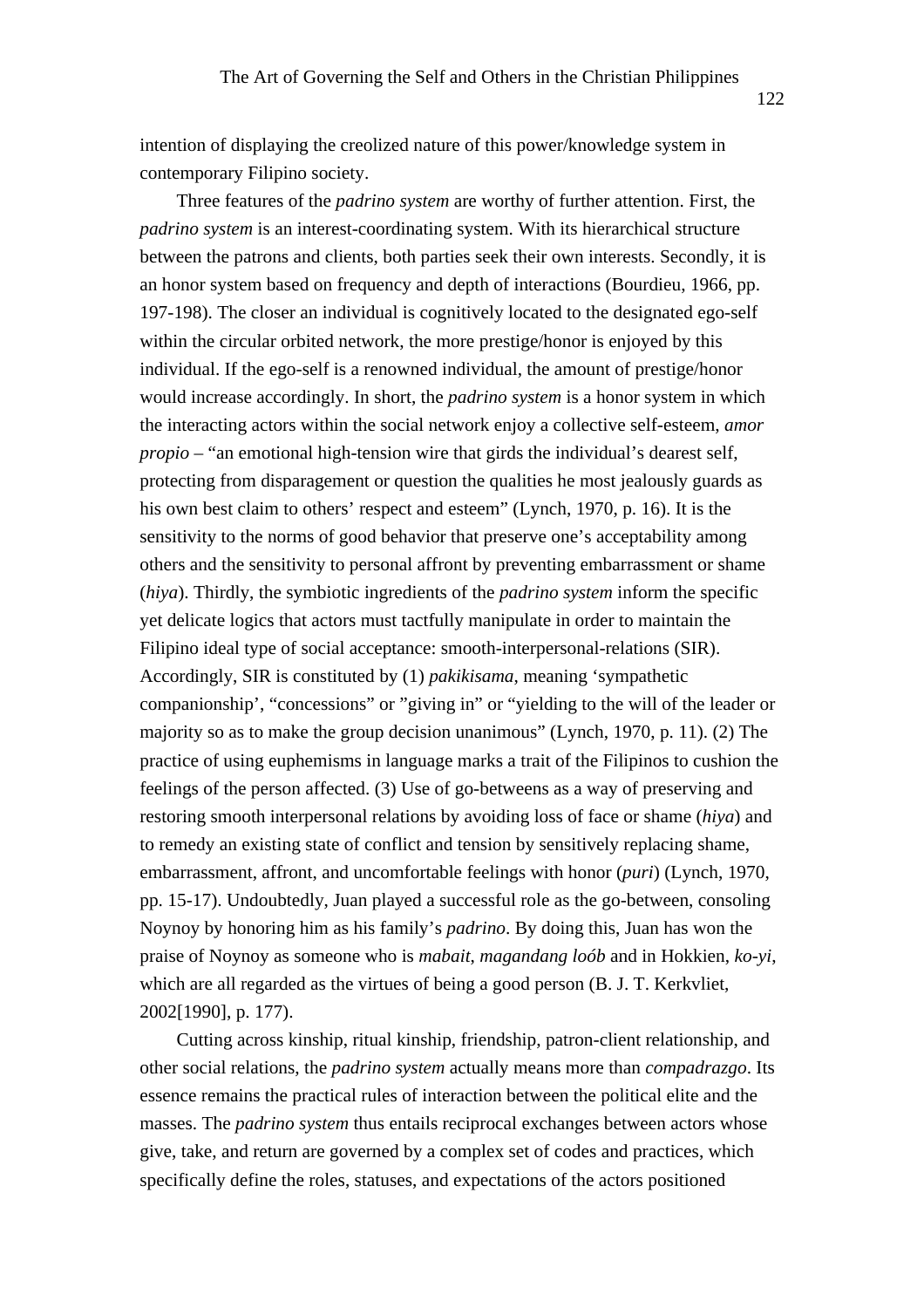intention of displaying the creolized nature of this power/knowledge system in contemporary Filipino society.

Three features of the *padrino system* are worthy of further attention. First, the *padrino system* is an interest-coordinating system. With its hierarchical structure between the patrons and clients, both parties seek their own interests. Secondly, it is an honor system based on frequency and depth of interactions (Bourdieu, 1966, pp. 197-198). The closer an individual is cognitively located to the designated ego-self within the circular orbited network, the more prestige/honor is enjoyed by this individual. If the ego-self is a renowned individual, the amount of prestige/honor would increase accordingly. In short, the *padrino system* is a honor system in which the interacting actors within the social network enjoy a collective self-esteem, *amor propio* – "an emotional high-tension wire that girds the individual's dearest self, protecting from disparagement or question the qualities he most jealously guards as his own best claim to others' respect and esteem" (Lynch, 1970, p. 16). It is the sensitivity to the norms of good behavior that preserve one's acceptability among others and the sensitivity to personal affront by preventing embarrassment or shame (*hiya*). Thirdly, the symbiotic ingredients of the *padrino system* inform the specific yet delicate logics that actors must tactfully manipulate in order to maintain the Filipino ideal type of social acceptance: smooth-interpersonal-relations (SIR). Accordingly, SIR is constituted by (1) *pakikisama*, meaning 'sympathetic companionship', "concessions" or "giving in" or "yielding to the will of the leader or majority so as to make the group decision unanimous" (Lynch, 1970, p. 11). (2) The practice of using euphemisms in language marks a trait of the Filipinos to cushion the feelings of the person affected. (3) Use of go-betweens as a way of preserving and restoring smooth interpersonal relations by avoiding loss of face or shame (*hiya*) and to remedy an existing state of conflict and tension by sensitively replacing shame, embarrassment, affront, and uncomfortable feelings with honor (*puri*) (Lynch, 1970, pp. 15-17). Undoubtedly, Juan played a successful role as the go-between, consoling Noynoy by honoring him as his family's *padrino*. By doing this, Juan has won the praise of Noynoy as someone who is *mabait*, *magandang loób* and in Hokkien, *ko-yi*, which are all regarded as the virtues of being a good person (B. J. T. Kerkvliet, 2002[1990], p. 177).

Cutting across kinship, ritual kinship, friendship, patron-client relationship, and other social relations, the *padrino system* actually means more than *compadrazgo*. Its essence remains the practical rules of interaction between the political elite and the masses. The *padrino system* thus entails reciprocal exchanges between actors whose give, take, and return are governed by a complex set of codes and practices, which specifically define the roles, statuses, and expectations of the actors positioned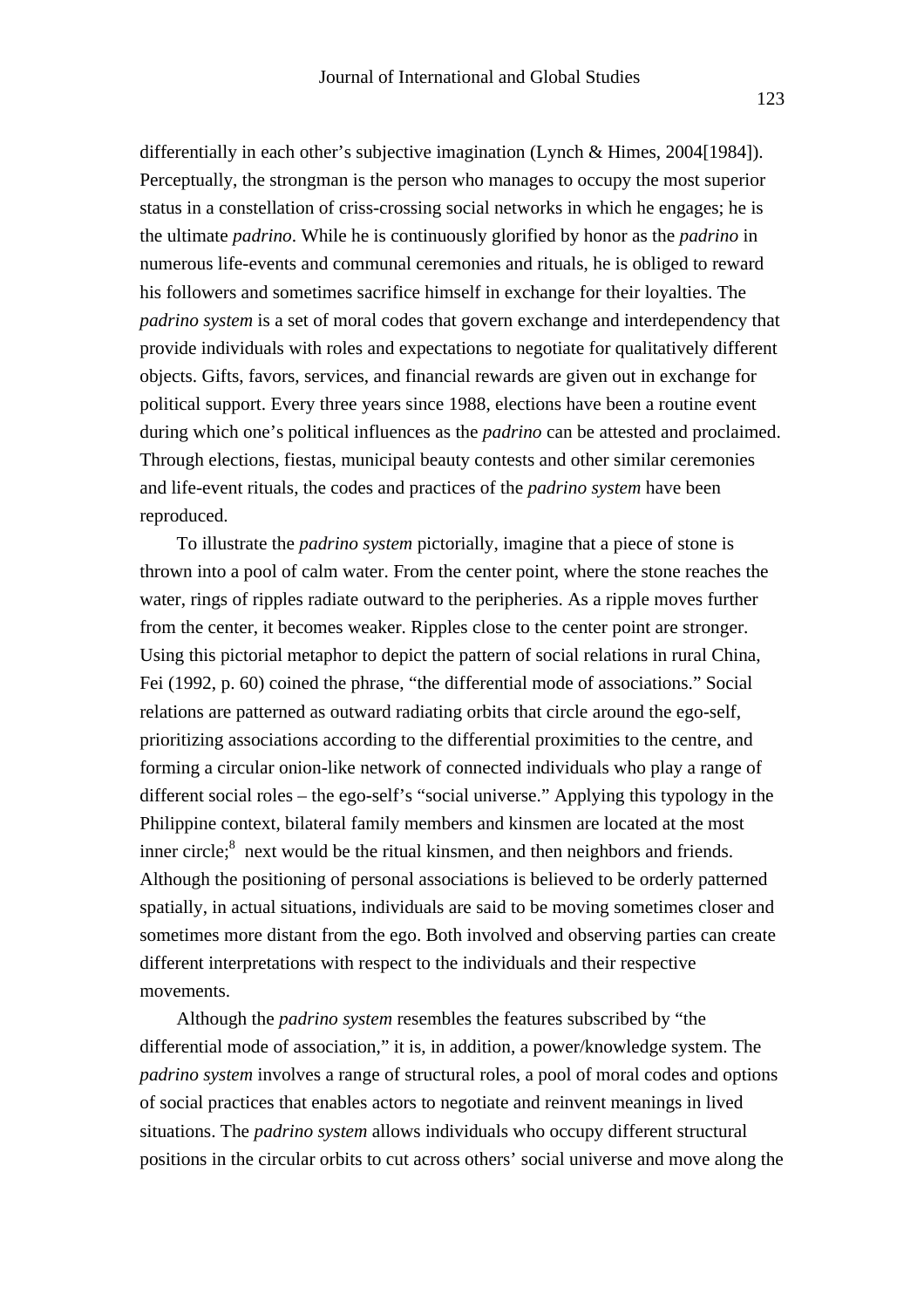differentially in each other's subjective imagination (Lynch & Himes, 2004[1984]). Perceptually, the strongman is the person who manages to occupy the most superior status in a constellation of criss-crossing social networks in which he engages; he is the ultimate *padrino*. While he is continuously glorified by honor as the *padrino* in numerous life-events and communal ceremonies and rituals, he is obliged to reward his followers and sometimes sacrifice himself in exchange for their loyalties. The *padrino system* is a set of moral codes that govern exchange and interdependency that provide individuals with roles and expectations to negotiate for qualitatively different objects. Gifts, favors, services, and financial rewards are given out in exchange for political support. Every three years since 1988, elections have been a routine event during which one's political influences as the *padrino* can be attested and proclaimed. Through elections, fiestas, municipal beauty contests and other similar ceremonies and life-event rituals, the codes and practices of the *padrino system* have been reproduced.

To illustrate the *padrino system* pictorially, imagine that a piece of stone is thrown into a pool of calm water. From the center point, where the stone reaches the water, rings of ripples radiate outward to the peripheries. As a ripple moves further from the center, it becomes weaker. Ripples close to the center point are stronger. Using this pictorial metaphor to depict the pattern of social relations in rural China, Fei (1992, p. 60) coined the phrase, "the differential mode of associations." Social relations are patterned as outward radiating orbits that circle around the ego-self, prioritizing associations according to the differential proximities to the centre, and forming a circular onion-like network of connected individuals who play a range of different social roles – the ego-self's "social universe." Applying this typology in the Philippine context, bilateral family members and kinsmen are located at the most inner circle;[8] next would be the ritual kinsmen, and then neighbors and friends. Although the positioning of personal associations is believed to be orderly patterned spatially, in actual situations, individuals are said to be moving sometimes closer and sometimes more distant from the ego. Both involved and observing parties can create different interpretations with respect to the individuals and their respective movements.

Although the *padrino system* resembles the features subscribed by "the differential mode of association," it is, in addition, a power/knowledge system. The *padrino system* involves a range of structural roles, a pool of moral codes and options of social practices that enables actors to negotiate and reinvent meanings in lived situations. The *padrino system* allows individuals who occupy different structural positions in the circular orbits to cut across others' social universe and move along the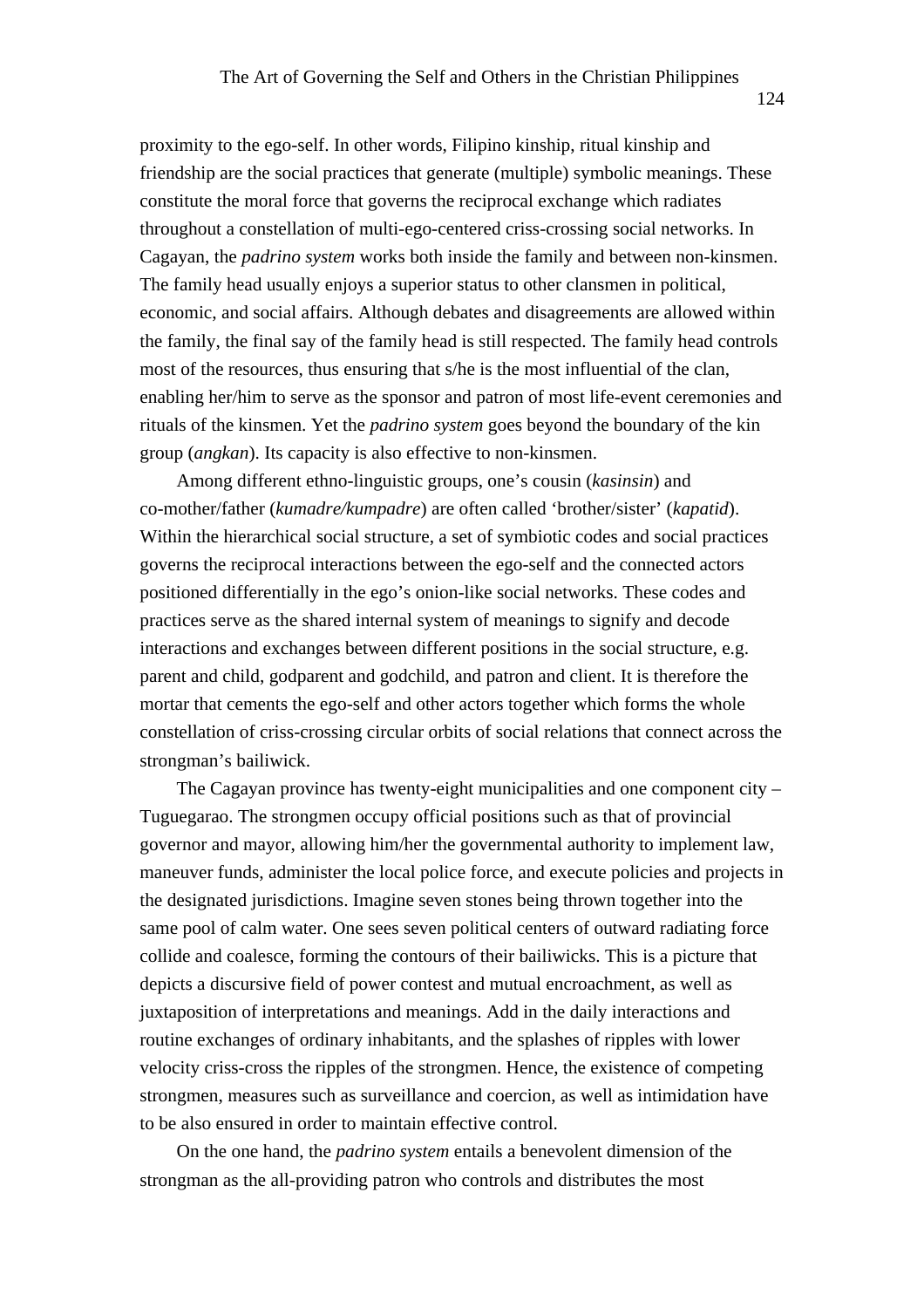proximity to the ego-self. In other words, Filipino kinship, ritual kinship and friendship are the social practices that generate (multiple) symbolic meanings. These constitute the moral force that governs the reciprocal exchange which radiates throughout a constellation of multi-ego-centered criss-crossing social networks. In Cagayan, the *padrino system* works both inside the family and between non-kinsmen. The family head usually enjoys a superior status to other clansmen in political, economic, and social affairs. Although debates and disagreements are allowed within the family, the final say of the family head is still respected. The family head controls most of the resources, thus ensuring that s/he is the most influential of the clan, enabling her/him to serve as the sponsor and patron of most life-event ceremonies and rituals of the kinsmen. Yet the *padrino system* goes beyond the boundary of the kin group (*angkan*). Its capacity is also effective to non-kinsmen.

Among different ethno-linguistic groups, one's cousin (*kasinsin*) and co-mother/father (*kumadre/kumpadre*) are often called 'brother/sister' (*kapatid*). Within the hierarchical social structure, a set of symbiotic codes and social practices governs the reciprocal interactions between the ego-self and the connected actors positioned differentially in the ego's onion-like social networks. These codes and practices serve as the shared internal system of meanings to signify and decode interactions and exchanges between different positions in the social structure, e.g. parent and child, godparent and godchild, and patron and client. It is therefore the mortar that cements the ego-self and other actors together which forms the whole constellation of criss-crossing circular orbits of social relations that connect across the strongman's bailiwick.

The Cagayan province has twenty-eight municipalities and one component city – Tuguegarao. The strongmen occupy official positions such as that of provincial governor and mayor, allowing him/her the governmental authority to implement law, maneuver funds, administer the local police force, and execute policies and projects in the designated jurisdictions. Imagine seven stones being thrown together into the same pool of calm water. One sees seven political centers of outward radiating force collide and coalesce, forming the contours of their bailiwicks. This is a picture that depicts a discursive field of power contest and mutual encroachment, as well as juxtaposition of interpretations and meanings. Add in the daily interactions and routine exchanges of ordinary inhabitants, and the splashes of ripples with lower velocity criss-cross the ripples of the strongmen. Hence, the existence of competing strongmen, measures such as surveillance and coercion, as well as intimidation have to be also ensured in order to maintain effective control.

On the one hand, the *padrino system* entails a benevolent dimension of the strongman as the all-providing patron who controls and distributes the most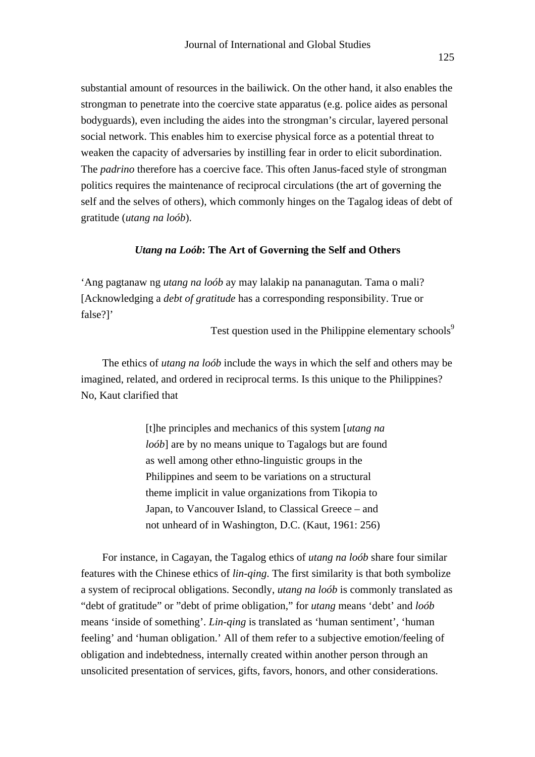substantial amount of resources in the bailiwick. On the other hand, it also enables the strongman to penetrate into the coercive state apparatus (e.g. police aides as personal bodyguards), even including the aides into the strongman's circular, layered personal social network. This enables him to exercise physical force as a potential threat to weaken the capacity of adversaries by instilling fear in order to elicit subordination. The *padrino* therefore has a coercive face. This often Janus-faced style of strongman politics requires the maintenance of reciprocal circulations (the art of governing the self and the selves of others), which commonly hinges on the Tagalog ideas of debt of gratitude (*utang na loób*).

## *Utang na Loób*: The Art of Governing the Self and Others

'Ang pagtanaw ng *utang na loób* ay may lalakip na pananagutan. Tama o mali? [Acknowledging a *debt of gratitude* has a corresponding responsibility. True or false?]'

Test question used in the Philippine elementary schools[9]

The ethics of *utang na loób* include the ways in which the self and others may be imagined, related, and ordered in reciprocal terms. Is this unique to the Philippines? No, Kaut clarified that

> [t]he principles and mechanics of this system [*utang na loób*] are by no means unique to Tagalogs but are found as well among other ethno-linguistic groups in the Philippines and seem to be variations on a structural theme implicit in value organizations from Tikopia to Japan, to Vancouver Island, to Classical Greece – and not unheard of in Washington, D.C. (Kaut, 1961: 256)

For instance, in Cagayan, the Tagalog ethics of *utang na loób* share four similar features with the Chinese ethics of *lin-qing*. The first similarity is that both symbolize a system of reciprocal obligations. Secondly, *utang na loób* is commonly translated as "debt of gratitude" or "debt of prime obligation," for *utang* means 'debt' and *loób* means 'inside of something'. *Lin-qing* is translated as 'human sentiment', 'human feeling' and 'human obligation.' All of them refer to a subjective emotion/feeling of obligation and indebtedness, internally created within another person through an unsolicited presentation of services, gifts, favors, honors, and other considerations.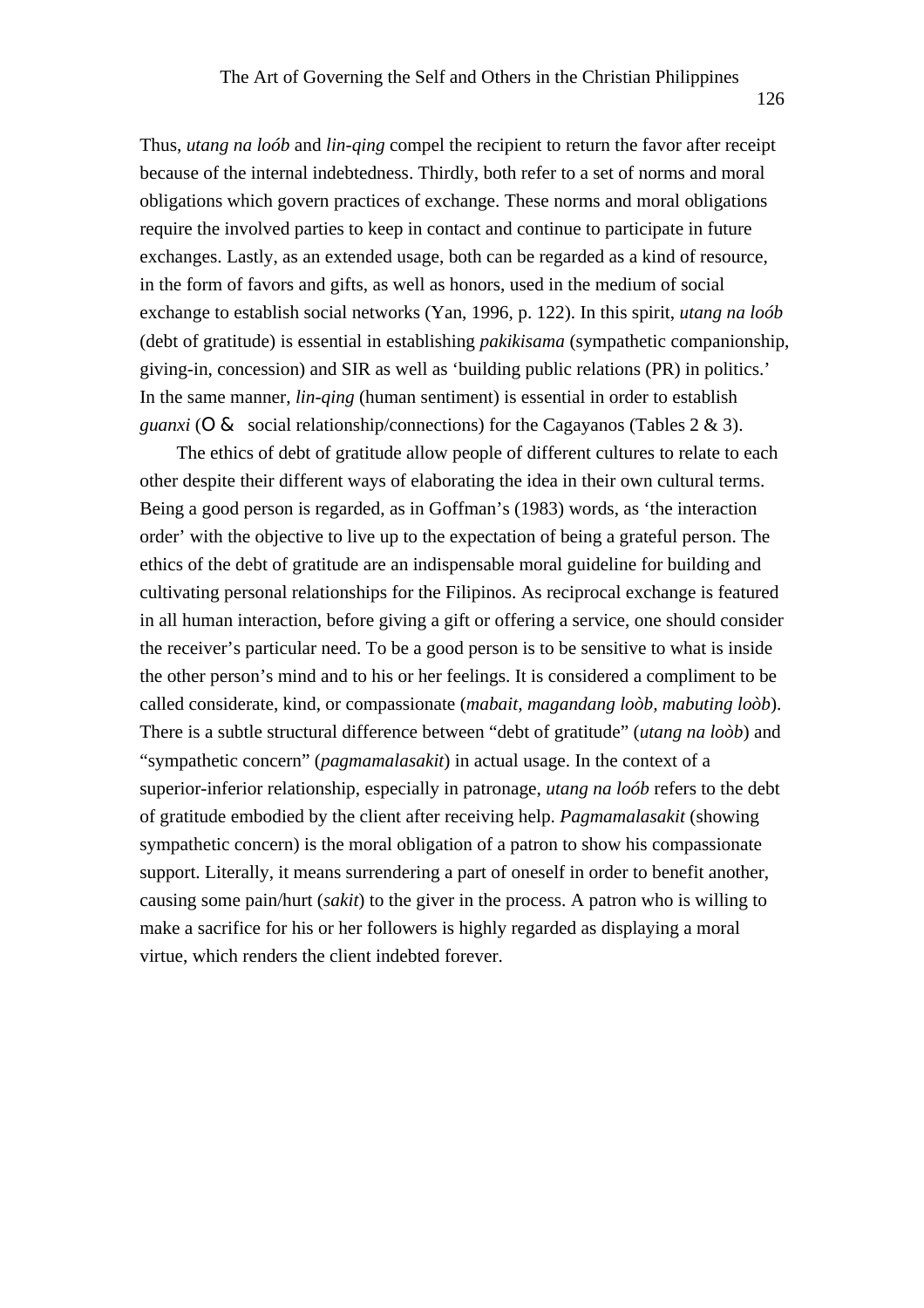Thus, *utang na loób* and *lin-qing* compel the recipient to return the favor after receipt because of the internal indebtedness. Thirdly, both refer to a set of norms and moral obligations which govern practices of exchange. These norms and moral obligations require the involved parties to keep in contact and continue to participate in future exchanges. Lastly, as an extended usage, both can be regarded as a kind of resource, in the form of favors and gifts, as well as honors, used in the medium of social exchange to establish social networks (Yan, 1996, p. 122). In this spirit, *utang na loób* (debt of gratitude) is essential in establishing *pakikisama* (sympathetic companionship, giving-in, concession) and SIR as well as 'building public relations (PR) in politics.' In the same manner, *lin-qing* (human sentiment) is essential in order to establish *guanxi* (O & social relationship/connections) for the Cagayanos (Tables 2 & 3).

The ethics of debt of gratitude allow people of different cultures to relate to each other despite their different ways of elaborating the idea in their own cultural terms. Being a good person is regarded, as in Goffman's (1983) words, as 'the interaction order' with the objective to live up to the expectation of being a grateful person. The ethics of the debt of gratitude are an indispensable moral guideline for building and cultivating personal relationships for the Filipinos. As reciprocal exchange is featured in all human interaction, before giving a gift or offering a service, one should consider the receiver's particular need. To be a good person is to be sensitive to what is inside the other person's mind and to his or her feelings. It is considered a compliment to be called considerate, kind, or compassionate (*mabait, magandang loòb, mabuting loòb*). There is a subtle structural difference between "debt of gratitude" (*utang na loòb*) and "sympathetic concern" (*pagmamalasakit*) in actual usage. In the context of a superior-inferior relationship, especially in patronage, *utang na loób* refers to the debt of gratitude embodied by the client after receiving help. *Pagmamalasakit* (showing sympathetic concern) is the moral obligation of a patron to show his compassionate support. Literally, it means surrendering a part of oneself in order to benefit another, causing some pain/hurt (*sakit*) to the giver in the process. A patron who is willing to make a sacrifice for his or her followers is highly regarded as displaying a moral virtue, which renders the client indebted forever.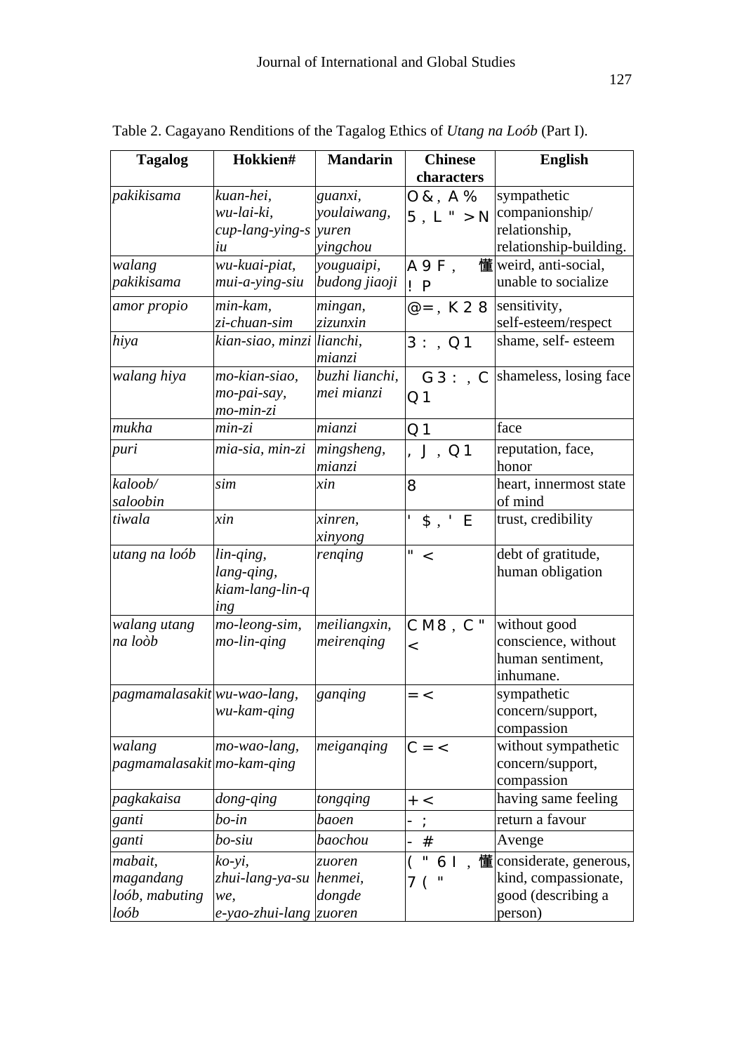Table 2. Cagayano Renditions of the Tagalog Ethics of *Utang na Loób* (Part I).

| Tagalog | Hokkien# | Mandarin | Chinese characters | English |
|---|---|---|---|---|
| *pakikisama* | *kuan-hei, wu-lai-ki, cup-lang-ying-siu* | *guanxi, youlaiwang, yuren yingchou* | O&, A% 5, L" >N | sympathetic companionship/ relationship, relationship-building. |
| *walang pakikisama* | *wu-kuai-piat, mui-a-ying-siu* | *youguaipi, budong jiaoji* | A9F, 懂 ! P | weird, anti-social, unable to socialize |
| *amor propio* | *min-kam, zi-chuan-sim* | *mingan, zizunxin* | @=, K28 | sensitivity, self-esteem/respect |
| *hiya* | *kian-siao, minzi* | *lianchi, mianzi* | 3:, Q1 | shame, self- esteem |
| *walang hiya* | *mo-kian-siao, mo-pai-say, mo-min-zi* | *buzhi lianchi, mei mianzi* | G3:, C Q1 | shameless, losing face |
| *mukha* | *min-zi* | *mianzi* | Q1 | face |
| *puri* | *mia-sia, min-zi* | *mingsheng, mianzi* | , J, Q1 | reputation, face, honor |
| *kaloob/ saloobin* | *sim* | *xin* | 8 | heart, innermost state of mind |
| *tiwala* | *xin* | *xinren, xinyong* | ' $, ' E | trust, credibility |
| *utang na loób* | *lin-qing, lang-qing, kiam-lang-lin-qing* | *renqing* | " < | debt of gratitude, human obligation |
| *walang utang na loòb* | *mo-leong-sim, mo-lin-qing* | *meiliangxin, meirenqing* | CM8, C" < | without good conscience, without human sentiment, inhumane. |
| *pagmamalasakit* | *wu-wao-lang, wu-kam-qing* | *ganqing* | =< | sympathetic concern/support, compassion |
| *walang pagmamalasakit* | *mo-wao-lang, mo-kam-qing* | *meiganqing* | C=< | without sympathetic concern/support, compassion |
| *pagkakaisa* | *dong-qing* | *tongqing* | +< | having same feeling |
| *ganti* | *bo-in* | *baoen* | - ; | return a favour |
| *ganti* | *bo-siu* | *baochou* | - # | Avenge |
| *mabait, magandang loób, mabuting loób* | *ko-yi, zhui-lang-ya-su we, e-yao-zhui-lang* | *zuoren henmei, dongde zuoren* | ( " 6 I, 懂 7 ( " | considerate, generous, kind, compassionate, good (describing a person) |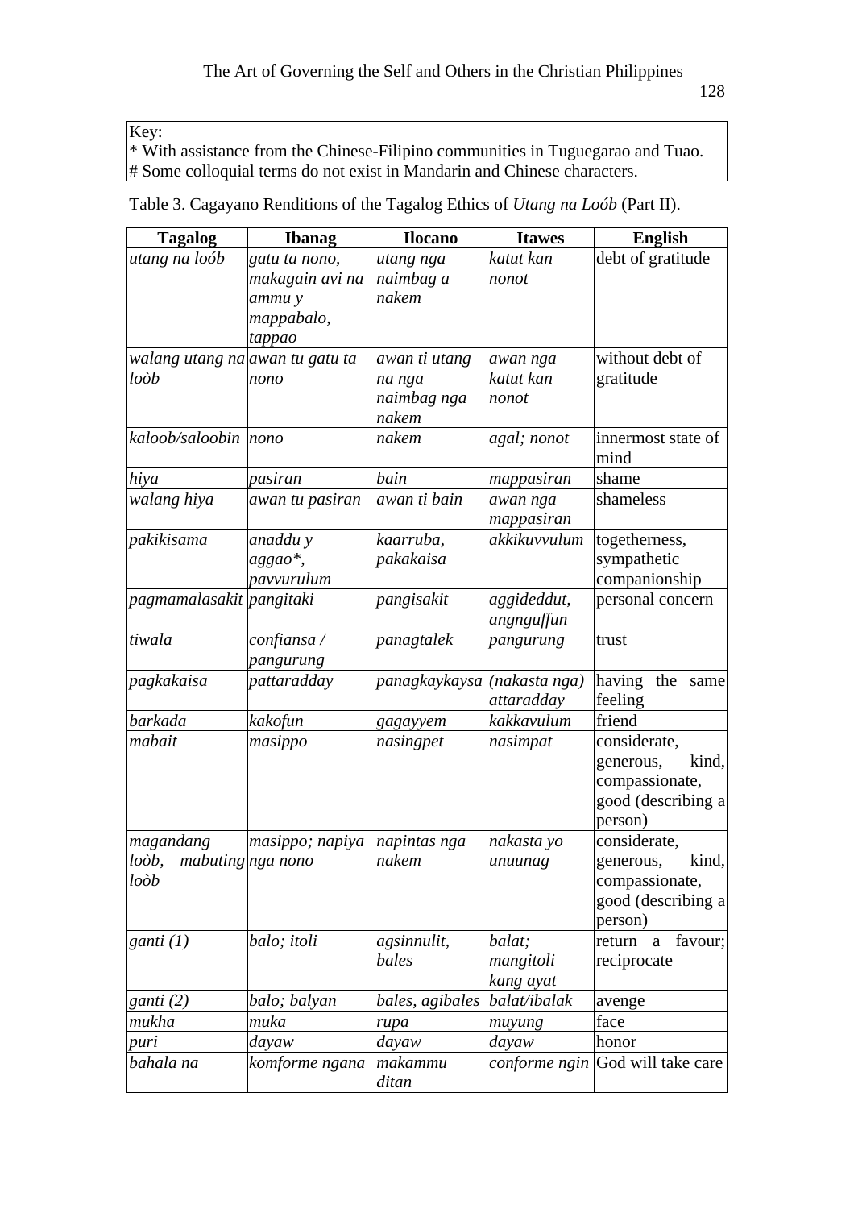Key:
* With assistance from the Chinese-Filipino communities in Tuguegarao and Tuao.
# Some colloquial terms do not exist in Mandarin and Chinese characters.

Table 3. Cagayano Renditions of the Tagalog Ethics of *Utang na Loób* (Part II).

| Tagalog | Ibanag | Ilocano | Itawes | English |
|---|---|---|---|---|
| *utang na loób* | *gatu ta nono, makagain avi na ammu y mappabalo, tappao* | *utang nga naimbag a nakem* | *katut kan nonot* | debt of gratitude |
| *walang utang na loòb* | *awan tu gatu ta nono* | *awan ti utang na nga naimbag nga nakem* | *awan nga katut kan nonot* | without debt of gratitude |
| *kaloob/saloobin* | *nono* | *nakem* | *agal; nonot* | innermost state of mind |
| *hiya* | *pasiran* | *bain* | *mappasiran* | shame |
| *walang hiya* | *awan tu pasiran* | *awan ti bain* | *awan nga mappasiran* | shameless |
| *pakikisama* | *anaddu y aggao*, pavvurulum* | *kaarruba, pakakaisa* | *akkikuvvulum* | togetherness, sympathetic companionship |
| *pagmamalasakit* | *pangitaki* | *pangisakit* | *aggideddut, angnguffun* | personal concern |
| *tiwala* | *confiansa / pangurung* | *panagtalek* | *pangurung* | trust |
| *pagkakaisa* | *pattaradday* | *panagkaykaysa* | *(nakasta nga) attaradday* | having the same feeling |
| *barkada* | *kakofun* | *gagayyem* | *kakkavulum* | friend |
| *mabait* | *masippo* | *nasingpet* | *nasimpat* | considerate, generous, kind, compassionate, good (describing a person) |
| *magandang loòb, mabuting loòb* | *masippo; napiya nga nono* | *napintas nga nakem* | *nakasta yo unuunag* | considerate, generous, kind, compassionate, good (describing a person) |
| *ganti (1)* | *balo; itoli* | *agsinnulit, bales* | *balat; mangitoli kang ayat* | return a favour; reciprocate |
| *ganti (2)* | *balo; balyan* | *bales, agibales* | *balat/ibalak* | avenge |
| *mukha* | *muka* | *rupa* | *muyung* | face |
| *puri* | *dayaw* | *dayaw* | *dayaw* | honor |
| *bahala na* | *komforme ngana* | *makammu ditan* | *conforme ngin* | God will take care |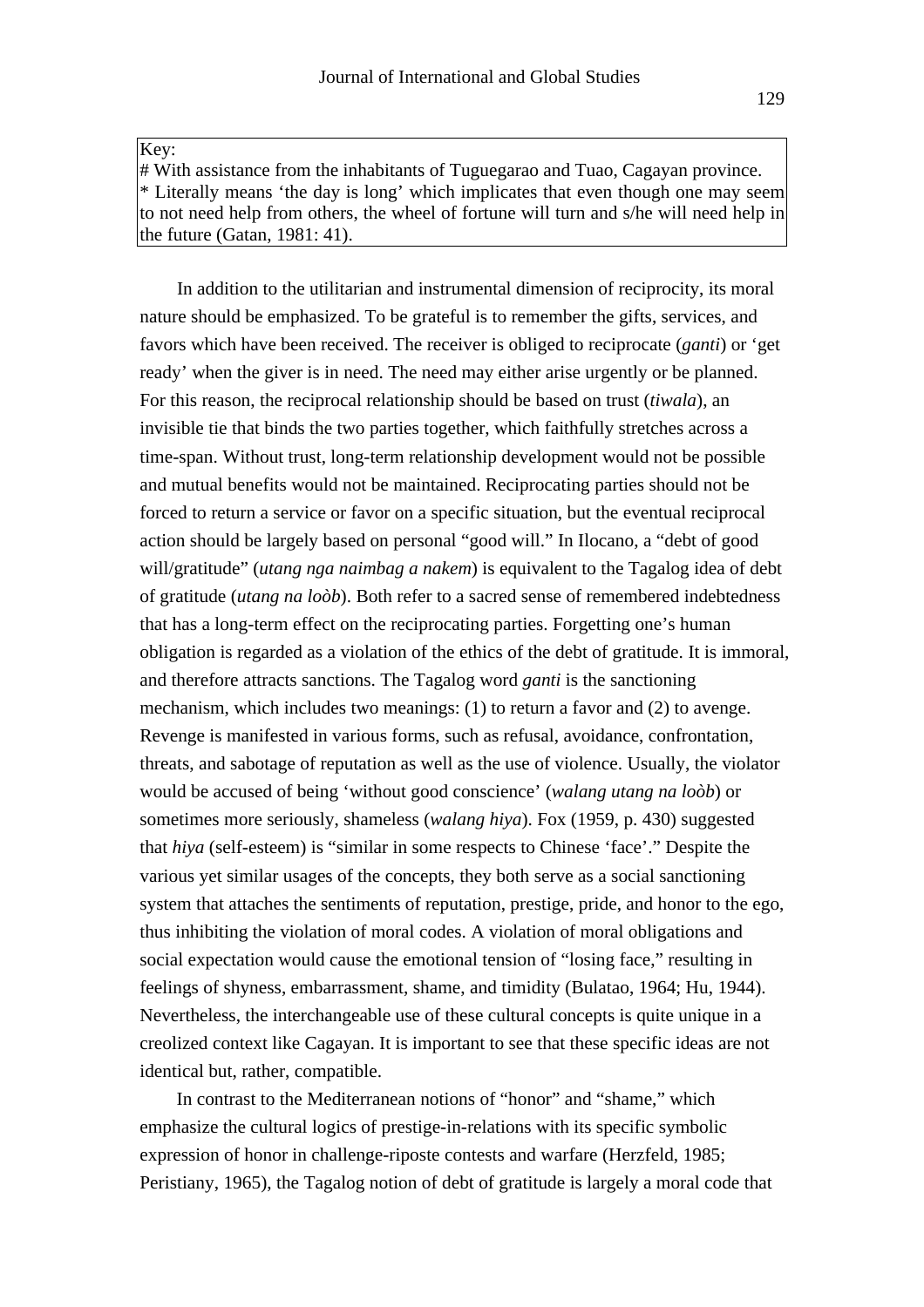Key:
# With assistance from the inhabitants of Tuguegarao and Tuao, Cagayan province.
* Literally means 'the day is long' which implicates that even though one may seem to not need help from others, the wheel of fortune will turn and s/he will need help in the future (Gatan, 1981: 41).

In addition to the utilitarian and instrumental dimension of reciprocity, its moral nature should be emphasized. To be grateful is to remember the gifts, services, and favors which have been received. The receiver is obliged to reciprocate (*ganti*) or 'get ready' when the giver is in need. The need may either arise urgently or be planned. For this reason, the reciprocal relationship should be based on trust (*tiwala*), an invisible tie that binds the two parties together, which faithfully stretches across a time-span. Without trust, long-term relationship development would not be possible and mutual benefits would not be maintained. Reciprocating parties should not be forced to return a service or favor on a specific situation, but the eventual reciprocal action should be largely based on personal "good will." In Ilocano, a "debt of good will/gratitude" (*utang nga naimbag a nakem*) is equivalent to the Tagalog idea of debt of gratitude (*utang na loòb*). Both refer to a sacred sense of remembered indebtedness that has a long-term effect on the reciprocating parties. Forgetting one's human obligation is regarded as a violation of the ethics of the debt of gratitude. It is immoral, and therefore attracts sanctions. The Tagalog word *ganti* is the sanctioning mechanism, which includes two meanings: (1) to return a favor and (2) to avenge. Revenge is manifested in various forms, such as refusal, avoidance, confrontation, threats, and sabotage of reputation as well as the use of violence. Usually, the violator would be accused of being 'without good conscience' (*walang utang na loòb*) or sometimes more seriously, shameless (*walang hiya*). Fox (1959, p. 430) suggested that *hiya* (self-esteem) is "similar in some respects to Chinese 'face'." Despite the various yet similar usages of the concepts, they both serve as a social sanctioning system that attaches the sentiments of reputation, prestige, pride, and honor to the ego, thus inhibiting the violation of moral codes. A violation of moral obligations and social expectation would cause the emotional tension of "losing face," resulting in feelings of shyness, embarrassment, shame, and timidity (Bulatao, 1964; Hu, 1944). Nevertheless, the interchangeable use of these cultural concepts is quite unique in a creolized context like Cagayan. It is important to see that these specific ideas are not identical but, rather, compatible.

In contrast to the Mediterranean notions of "honor" and "shame," which emphasize the cultural logics of prestige-in-relations with its specific symbolic expression of honor in challenge-riposte contests and warfare (Herzfeld, 1985; Peristiany, 1965), the Tagalog notion of debt of gratitude is largely a moral code that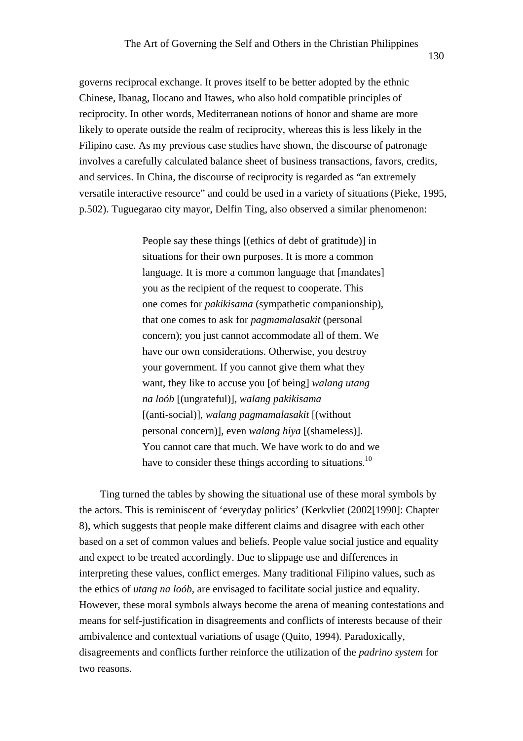governs reciprocal exchange. It proves itself to be better adopted by the ethnic Chinese, Ibanag, Ilocano and Itawes, who also hold compatible principles of reciprocity. In other words, Mediterranean notions of honor and shame are more likely to operate outside the realm of reciprocity, whereas this is less likely in the Filipino case. As my previous case studies have shown, the discourse of patronage involves a carefully calculated balance sheet of business transactions, favors, credits, and services. In China, the discourse of reciprocity is regarded as "an extremely versatile interactive resource" and could be used in a variety of situations (Pieke, 1995, p.502). Tuguegarao city mayor, Delfin Ting, also observed a similar phenomenon:

> People say these things [(ethics of debt of gratitude)] in situations for their own purposes. It is more a common language. It is more a common language that [mandates] you as the recipient of the request to cooperate. This one comes for *pakikisama* (sympathetic companionship), that one comes to ask for *pagmamalasakit* (personal concern); you just cannot accommodate all of them. We have our own considerations. Otherwise, you destroy your government. If you cannot give them what they want, they like to accuse you [of being] *walang utang na loób* [(ungrateful)], *walang pakikisama* [(anti-social)], *walang pagmamalasakit* [(without personal concern)], even *walang hiya* [(shameless)]. You cannot care that much. We have work to do and we have to consider these things according to situations.[10]

Ting turned the tables by showing the situational use of these moral symbols by the actors. This is reminiscent of 'everyday politics' (Kerkvliet (2002[1990]: Chapter 8), which suggests that people make different claims and disagree with each other based on a set of common values and beliefs. People value social justice and equality and expect to be treated accordingly. Due to slippage use and differences in interpreting these values, conflict emerges. Many traditional Filipino values, such as the ethics of *utang na loób*, are envisaged to facilitate social justice and equality. However, these moral symbols always become the arena of meaning contestations and means for self-justification in disagreements and conflicts of interests because of their ambivalence and contextual variations of usage (Quito, 1994). Paradoxically, disagreements and conflicts further reinforce the utilization of the *padrino system* for two reasons.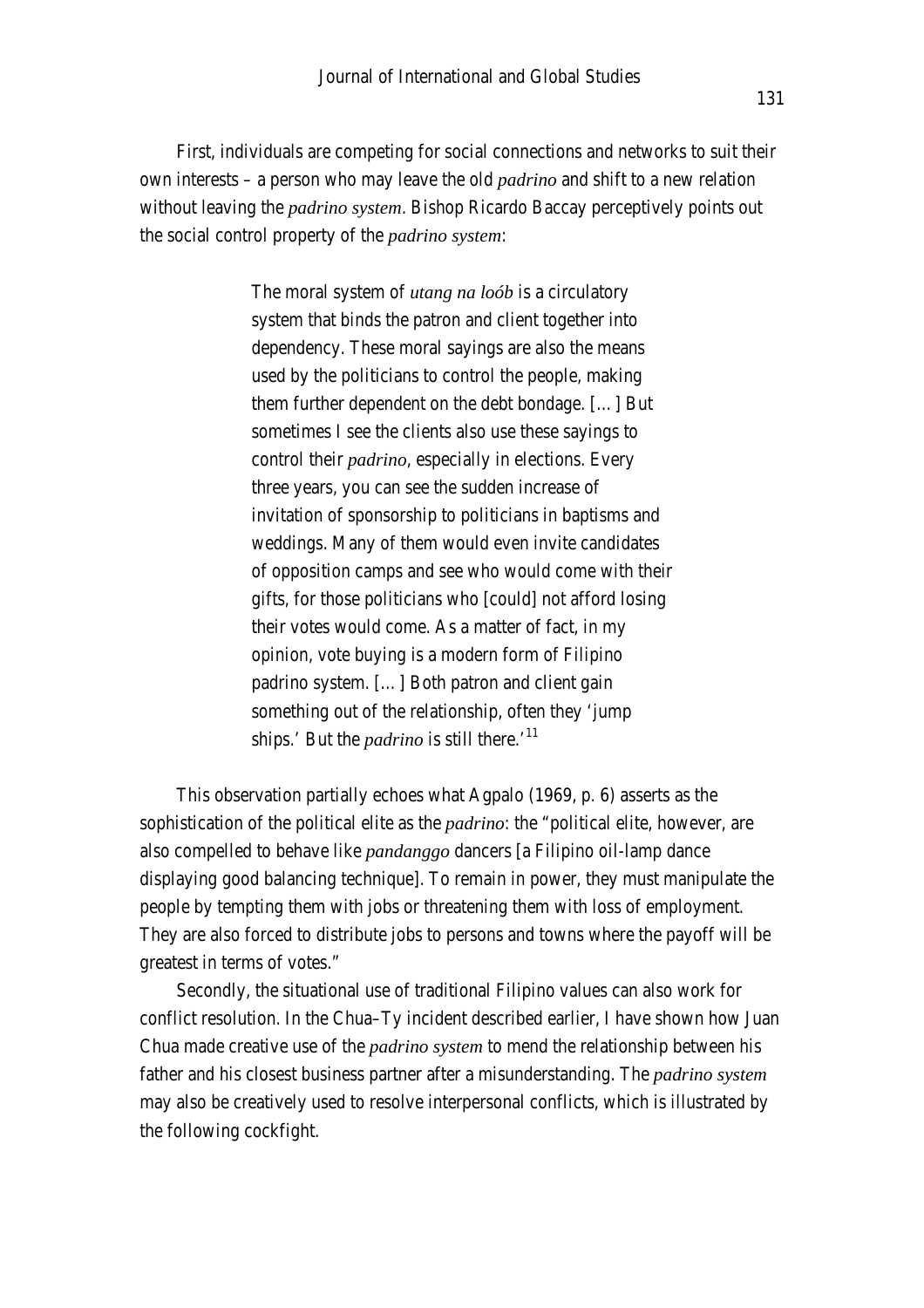First, individuals are competing for social connections and networks to suit their own interests – a person who may leave the old *padrino* and shift to a new relation without leaving the *padrino system*. Bishop Ricardo Baccay perceptively points out the social control property of the *padrino system*:

> The moral system of *utang na loób* is a circulatory system that binds the patron and client together into dependency. These moral sayings are also the means used by the politicians to control the people, making them further dependent on the debt bondage. […] But sometimes I see the clients also use these sayings to control their *padrino*, especially in elections. Every three years, you can see the sudden increase of invitation of sponsorship to politicians in baptisms and weddings. Many of them would even invite candidates of opposition camps and see who would come with their gifts, for those politicians who [could] not afford losing their votes would come. As a matter of fact, in my opinion, vote buying is a modern form of Filipino padrino system. […] Both patron and client gain something out of the relationship, often they 'jump ships.' But the *padrino* is still there.'[11]

This observation partially echoes what Agpalo (1969, p. 6) asserts as the sophistication of the political elite as the *padrino*: the "political elite, however, are also compelled to behave like *pandanggo* dancers [a Filipino oil-lamp dance displaying good balancing technique]. To remain in power, they must manipulate the people by tempting them with jobs or threatening them with loss of employment. They are also forced to distribute jobs to persons and towns where the payoff will be greatest in terms of votes."

Secondly, the situational use of traditional Filipino values can also work for conflict resolution. In the Chua–Ty incident described earlier, I have shown how Juan Chua made creative use of the *padrino system* to mend the relationship between his father and his closest business partner after a misunderstanding. The *padrino system* may also be creatively used to resolve interpersonal conflicts, which is illustrated by the following cockfight.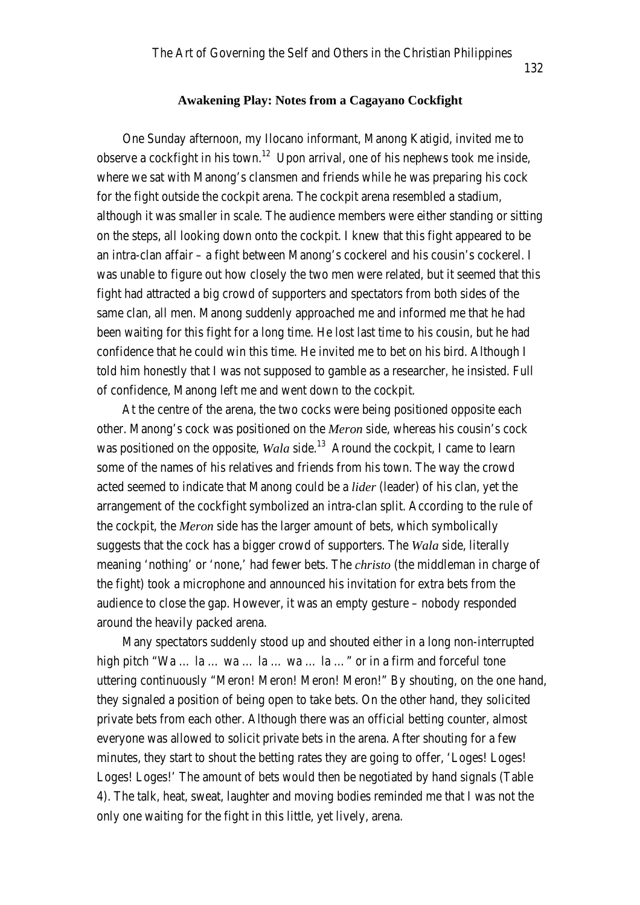### Awakening Play: Notes from a Cagayano Cockfight

One Sunday afternoon, my Ilocano informant, Manong Katigid, invited me to observe a cockfight in his town.[12] Upon arrival, one of his nephews took me inside, where we sat with Manong's clansmen and friends while he was preparing his cock for the fight outside the cockpit arena. The cockpit arena resembled a stadium, although it was smaller in scale. The audience members were either standing or sitting on the steps, all looking down onto the cockpit. I knew that this fight appeared to be an intra-clan affair – a fight between Manong's cockerel and his cousin's cockerel. I was unable to figure out how closely the two men were related, but it seemed that this fight had attracted a big crowd of supporters and spectators from both sides of the same clan, all men. Manong suddenly approached me and informed me that he had been waiting for this fight for a long time. He lost last time to his cousin, but he had confidence that he could win this time. He invited me to bet on his bird. Although I told him honestly that I was not supposed to gamble as a researcher, he insisted. Full of confidence, Manong left me and went down to the cockpit.

At the centre of the arena, the two cocks were being positioned opposite each other. Manong's cock was positioned on the *Meron* side, whereas his cousin's cock was positioned on the opposite, *Wala* side.[13] Around the cockpit, I came to learn some of the names of his relatives and friends from his town. The way the crowd acted seemed to indicate that Manong could be a *lider* (leader) of his clan, yet the arrangement of the cockfight symbolized an intra-clan split. According to the rule of the cockpit, the *Meron* side has the larger amount of bets, which symbolically suggests that the cock has a bigger crowd of supporters. The *Wala* side, literally meaning 'nothing' or 'none,' had fewer bets. The *christo* (the middleman in charge of the fight) took a microphone and announced his invitation for extra bets from the audience to close the gap. However, it was an empty gesture – nobody responded around the heavily packed arena.

Many spectators suddenly stood up and shouted either in a long non-interrupted high pitch "Wa … la … wa … la … wa … la …" or in a firm and forceful tone uttering continuously "Meron! Meron! Meron! Meron!" By shouting, on the one hand, they signaled a position of being open to take bets. On the other hand, they solicited private bets from each other. Although there was an official betting counter, almost everyone was allowed to solicit private bets in the arena. After shouting for a few minutes, they start to shout the betting rates they are going to offer, 'Loges! Loges! Loges! Loges!' The amount of bets would then be negotiated by hand signals (Table 4). The talk, heat, sweat, laughter and moving bodies reminded me that I was not the only one waiting for the fight in this little, yet lively, arena.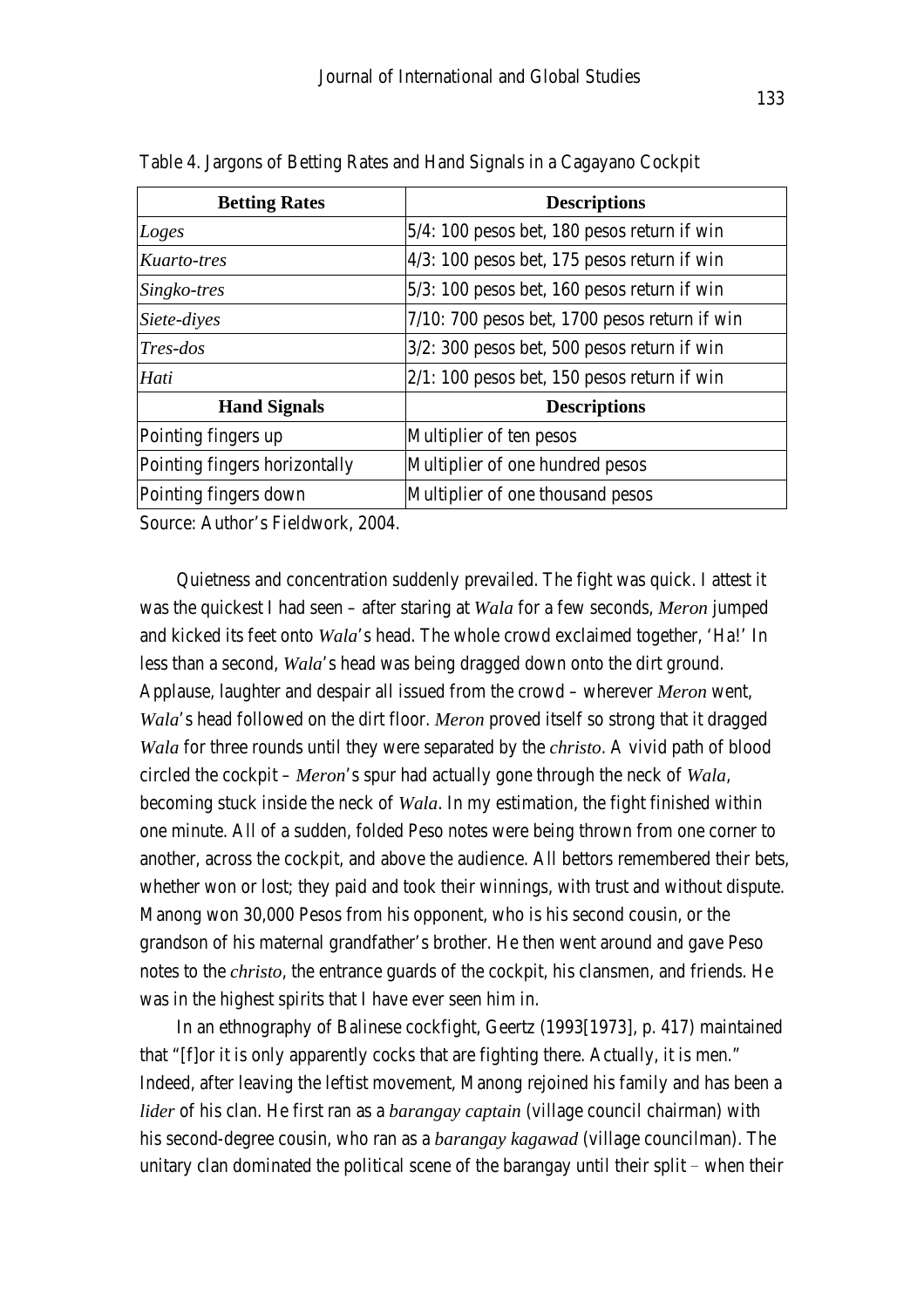Table 4. Jargons of Betting Rates and Hand Signals in a Cagayano Cockpit

| **Betting Rates** | **Descriptions** |
| --- | --- |
| *Loges* | 5/4: 100 pesos bet, 180 pesos return if win |
| *Kuarto-tres* | 4/3: 100 pesos bet, 175 pesos return if win |
| *Singko-tres* | 5/3: 100 pesos bet, 160 pesos return if win |
| *Siete-diyes* | 7/10: 700 pesos bet, 1700 pesos return if win |
| *Tres-dos* | 3/2: 300 pesos bet, 500 pesos return if win |
| *Hati* | 2/1: 100 pesos bet, 150 pesos return if win |
| **Hand Signals** | **Descriptions** |
| Pointing fingers up | Multiplier of ten pesos |
| Pointing fingers horizontally | Multiplier of one hundred pesos |
| Pointing fingers down | Multiplier of one thousand pesos |

Source: Author's Fieldwork, 2004.

Quietness and concentration suddenly prevailed. The fight was quick. I attest it was the quickest I had seen – after staring at *Wala* for a few seconds, *Meron* jumped and kicked its feet onto *Wala*'s head. The whole crowd exclaimed together, 'Ha!' In less than a second, *Wala*'s head was being dragged down onto the dirt ground. Applause, laughter and despair all issued from the crowd – wherever *Meron* went, *Wala*'s head followed on the dirt floor. *Meron* proved itself so strong that it dragged *Wala* for three rounds until they were separated by the *christo*. A vivid path of blood circled the cockpit – *Meron*'s spur had actually gone through the neck of *Wala*, becoming stuck inside the neck of *Wala*. In my estimation, the fight finished within one minute. All of a sudden, folded Peso notes were being thrown from one corner to another, across the cockpit, and above the audience. All bettors remembered their bets, whether won or lost; they paid and took their winnings, with trust and without dispute. Manong won 30,000 Pesos from his opponent, who is his second cousin, or the grandson of his maternal grandfather's brother. He then went around and gave Peso notes to the *christo*, the entrance guards of the cockpit, his clansmen, and friends. He was in the highest spirits that I have ever seen him in.

In an ethnography of Balinese cockfight, Geertz (1993[1973], p. 417) maintained that "[f]or it is only apparently cocks that are fighting there. Actually, it is men." Indeed, after leaving the leftist movement, Manong rejoined his family and has been a *lider* of his clan. He first ran as a *barangay captain* (village council chairman) with his second-degree cousin, who ran as a *barangay kagawad* (village councilman). The unitary clan dominated the political scene of the barangay until their split – when their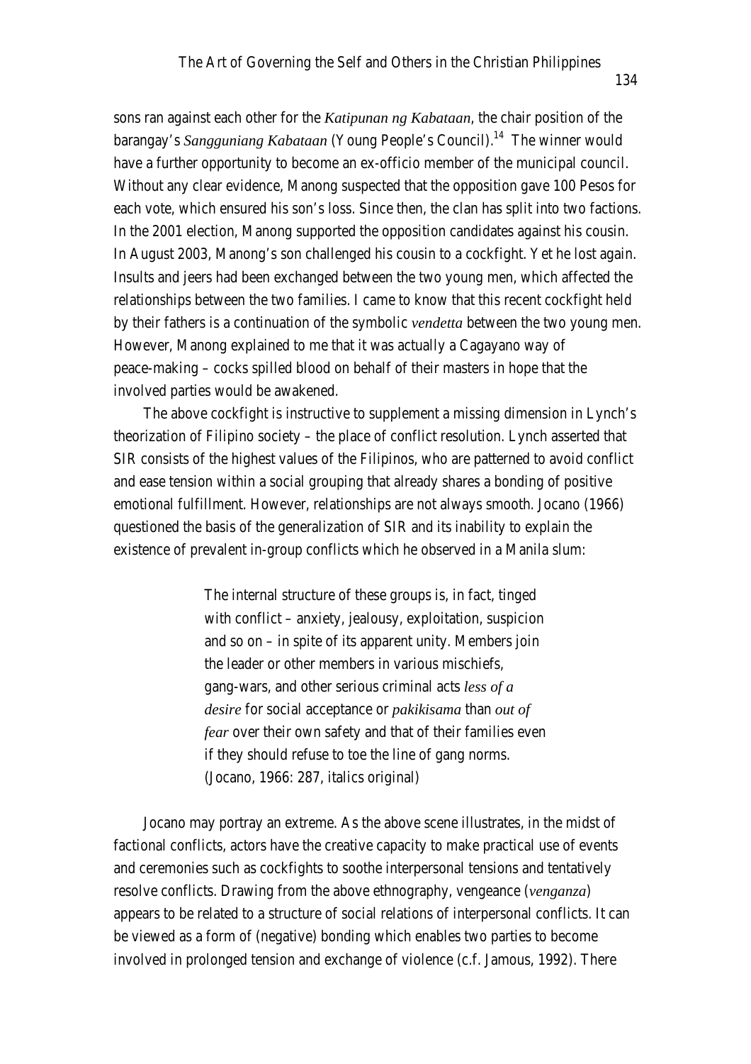sons ran against each other for the *Katipunan ng Kabataan*, the chair position of the barangay's *Sangguniang Kabataan* (Young People's Council).[14] The winner would have a further opportunity to become an ex-officio member of the municipal council. Without any clear evidence, Manong suspected that the opposition gave 100 Pesos for each vote, which ensured his son's loss. Since then, the clan has split into two factions. In the 2001 election, Manong supported the opposition candidates against his cousin. In August 2003, Manong's son challenged his cousin to a cockfight. Yet he lost again. Insults and jeers had been exchanged between the two young men, which affected the relationships between the two families. I came to know that this recent cockfight held by their fathers is a continuation of the symbolic *vendetta* between the two young men. However, Manong explained to me that it was actually a Cagayano way of peace-making – cocks spilled blood on behalf of their masters in hope that the involved parties would be awakened.

The above cockfight is instructive to supplement a missing dimension in Lynch's theorization of Filipino society – the place of conflict resolution. Lynch asserted that SIR consists of the highest values of the Filipinos, who are patterned to avoid conflict and ease tension within a social grouping that already shares a bonding of positive emotional fulfillment. However, relationships are not always smooth. Jocano (1966) questioned the basis of the generalization of SIR and its inability to explain the existence of prevalent in-group conflicts which he observed in a Manila slum:

> The internal structure of these groups is, in fact, tinged with conflict – anxiety, jealousy, exploitation, suspicion and so on – in spite of its apparent unity. Members join the leader or other members in various mischiefs, gang-wars, and other serious criminal acts *less of a desire* for social acceptance or *pakikisama* than *out of fear* over their own safety and that of their families even if they should refuse to toe the line of gang norms. (Jocano, 1966: 287, italics original)

Jocano may portray an extreme. As the above scene illustrates, in the midst of factional conflicts, actors have the creative capacity to make practical use of events and ceremonies such as cockfights to soothe interpersonal tensions and tentatively resolve conflicts. Drawing from the above ethnography, vengeance (*venganza*) appears to be related to a structure of social relations of interpersonal conflicts. It can be viewed as a form of (negative) bonding which enables two parties to become involved in prolonged tension and exchange of violence (c.f. Jamous, 1992). There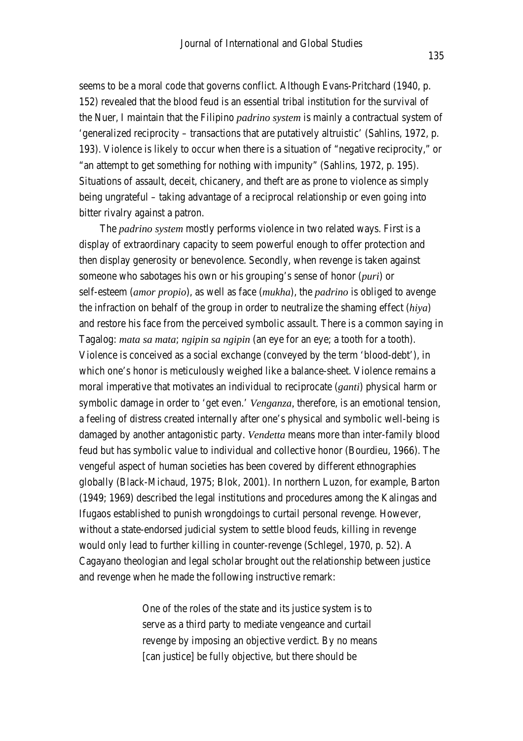seems to be a moral code that governs conflict. Although Evans-Pritchard (1940, p. 152) revealed that the blood feud is an essential tribal institution for the survival of the Nuer, I maintain that the Filipino *padrino system* is mainly a contractual system of 'generalized reciprocity – transactions that are putatively altruistic' (Sahlins, 1972, p. 193). Violence is likely to occur when there is a situation of "negative reciprocity," or "an attempt to get something for nothing with impunity" (Sahlins, 1972, p. 195). Situations of assault, deceit, chicanery, and theft are as prone to violence as simply being ungrateful – taking advantage of a reciprocal relationship or even going into bitter rivalry against a patron.

The *padrino system* mostly performs violence in two related ways. First is a display of extraordinary capacity to seem powerful enough to offer protection and then display generosity or benevolence. Secondly, when revenge is taken against someone who sabotages his own or his grouping's sense of honor (*puri*) or self-esteem (*amor propio*), as well as face (*mukha*), the *padrino* is obliged to avenge the infraction on behalf of the group in order to neutralize the shaming effect (*hiya*) and restore his face from the perceived symbolic assault. There is a common saying in Tagalog: *mata sa mata*; *ngipin sa ngipin* (an eye for an eye; a tooth for a tooth). Violence is conceived as a social exchange (conveyed by the term 'blood-debt'), in which one's honor is meticulously weighed like a balance-sheet. Violence remains a moral imperative that motivates an individual to reciprocate (*ganti*) physical harm or symbolic damage in order to 'get even.' *Venganza*, therefore, is an emotional tension, a feeling of distress created internally after one's physical and symbolic well-being is damaged by another antagonistic party. *Vendetta* means more than inter-family blood feud but has symbolic value to individual and collective honor (Bourdieu, 1966). The vengeful aspect of human societies has been covered by different ethnographies globally (Black-Michaud, 1975; Blok, 2001). In northern Luzon, for example, Barton (1949; 1969) described the legal institutions and procedures among the Kalingas and Ifugaos established to punish wrongdoings to curtail personal revenge. However, without a state-endorsed judicial system to settle blood feuds, killing in revenge would only lead to further killing in counter-revenge (Schlegel, 1970, p. 52). A Cagayano theologian and legal scholar brought out the relationship between justice and revenge when he made the following instructive remark:

> One of the roles of the state and its justice system is to serve as a third party to mediate vengeance and curtail revenge by imposing an objective verdict. By no means [can justice] be fully objective, but there should be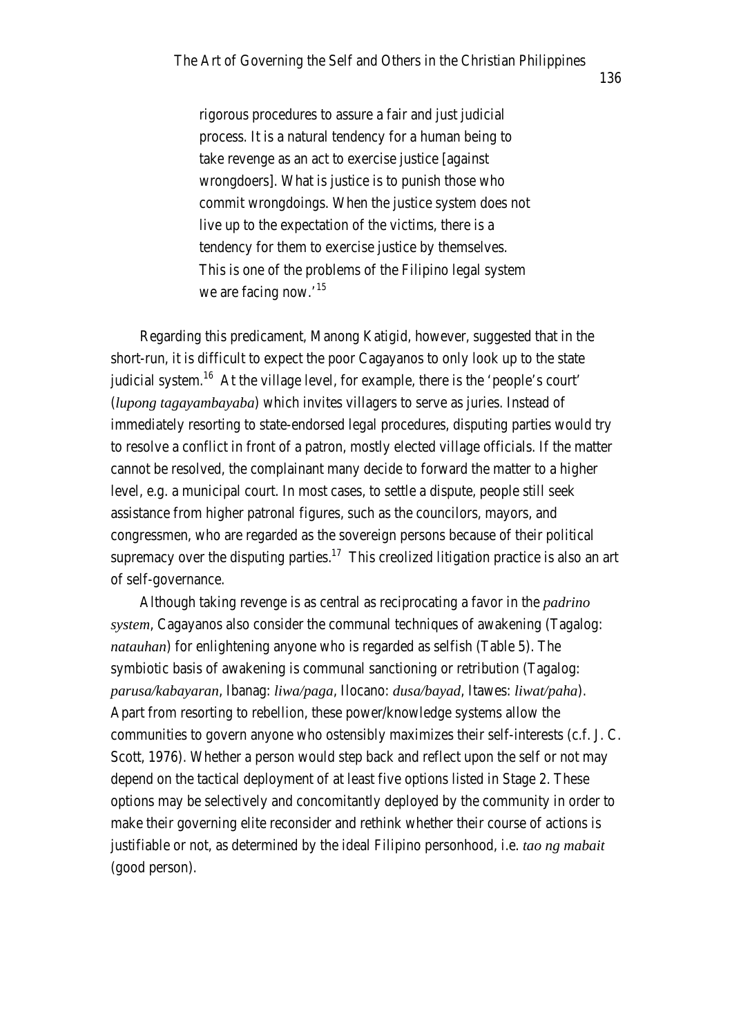> rigorous procedures to assure a fair and just judicial process. It is a natural tendency for a human being to take revenge as an act to exercise justice [against wrongdoers]. What is justice is to punish those who commit wrongdoings. When the justice system does not live up to the expectation of the victims, there is a tendency for them to exercise justice by themselves. This is one of the problems of the Filipino legal system we are facing now.'[15]

Regarding this predicament, Manong Katigid, however, suggested that in the short-run, it is difficult to expect the poor Cagayanos to only look up to the state judicial system.[16] At the village level, for example, there is the 'people's court' (*lupong tagayambayaba*) which invites villagers to serve as juries. Instead of immediately resorting to state-endorsed legal procedures, disputing parties would try to resolve a conflict in front of a patron, mostly elected village officials. If the matter cannot be resolved, the complainant many decide to forward the matter to a higher level, e.g. a municipal court. In most cases, to settle a dispute, people still seek assistance from higher patronal figures, such as the councilors, mayors, and congressmen, who are regarded as the sovereign persons because of their political supremacy over the disputing parties.[17] This creolized litigation practice is also an art of self-governance.

Although taking revenge is as central as reciprocating a favor in the *padrino system*, Cagayanos also consider the communal techniques of awakening (Tagalog: *natauhan*) for enlightening anyone who is regarded as selfish (Table 5). The symbiotic basis of awakening is communal sanctioning or retribution (Tagalog: *parusa/kabayaran*, Ibanag: *liwa/paga*, Ilocano: *dusa/bayad*, Itawes: *liwat/paha*). Apart from resorting to rebellion, these power/knowledge systems allow the communities to govern anyone who ostensibly maximizes their self-interests (c.f. J. C. Scott, 1976). Whether a person would step back and reflect upon the self or not may depend on the tactical deployment of at least five options listed in Stage 2. These options may be selectively and concomitantly deployed by the community in order to make their governing elite reconsider and rethink whether their course of actions is justifiable or not, as determined by the ideal Filipino personhood, i.e. *tao ng mabait* (good person).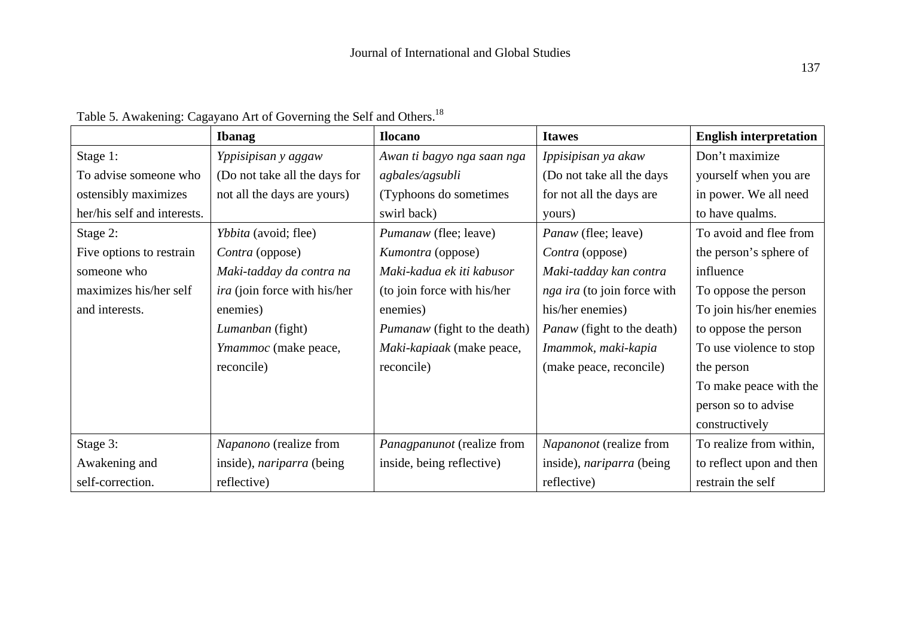Table 5. Awakening: Cagayano Art of Governing the Self and Others.[18]

| | **Ibanag** | **Ilocano** | **Itawes** | **English interpretation** |
|---|---|---|---|---|
| Stage 1: To advise someone who ostensibly maximizes her/his self and interests. | *Yppisipisan y aggaw* (Do not take all the days for not all the days are yours) | *Awan ti bagyo nga saan nga agbales/agsubli* (Typhoons do sometimes swirl back) | *Ippisipisan ya akaw* (Do not take all the days for not all the days are yours) | Don't maximize yourself when you are in power. We all need to have qualms. |
| Stage 2: Five options to restrain someone who maximizes his/her self and interests. | *Ybbita* (avoid; flee) *Contra* (oppose) *Maki-tadday da contra na ira* (join force with his/her enemies) *Lumanban* (fight) *Ymammoc* (make peace, reconcile) | *Pumanaw* (flee; leave) *Kumontra* (oppose) *Maki-kadua ek iti kabusor* (to join force with his/her enemies) *Pumanaw* (fight to the death) *Maki-kapiaak* (make peace, reconcile) | *Panaw* (flee; leave) *Contra* (oppose) *Maki-tadday kan contra nga ira* (to join force with his/her enemies) *Panaw* (fight to the death) *Imammok, maki-kapia* (make peace, reconcile) | To avoid and flee from the person's sphere of influence To oppose the person To join his/her enemies to oppose the person To use violence to stop the person To make peace with the person so to advise constructively |
| Stage 3: Awakening and self-correction. | *Napanono* (realize from inside), *nariparra* (being reflective) | *Panagpanunot* (realize from inside, being reflective) | *Napanonot* (realize from inside), *nariparra* (being reflective) | To realize from within, to reflect upon and then restrain the self |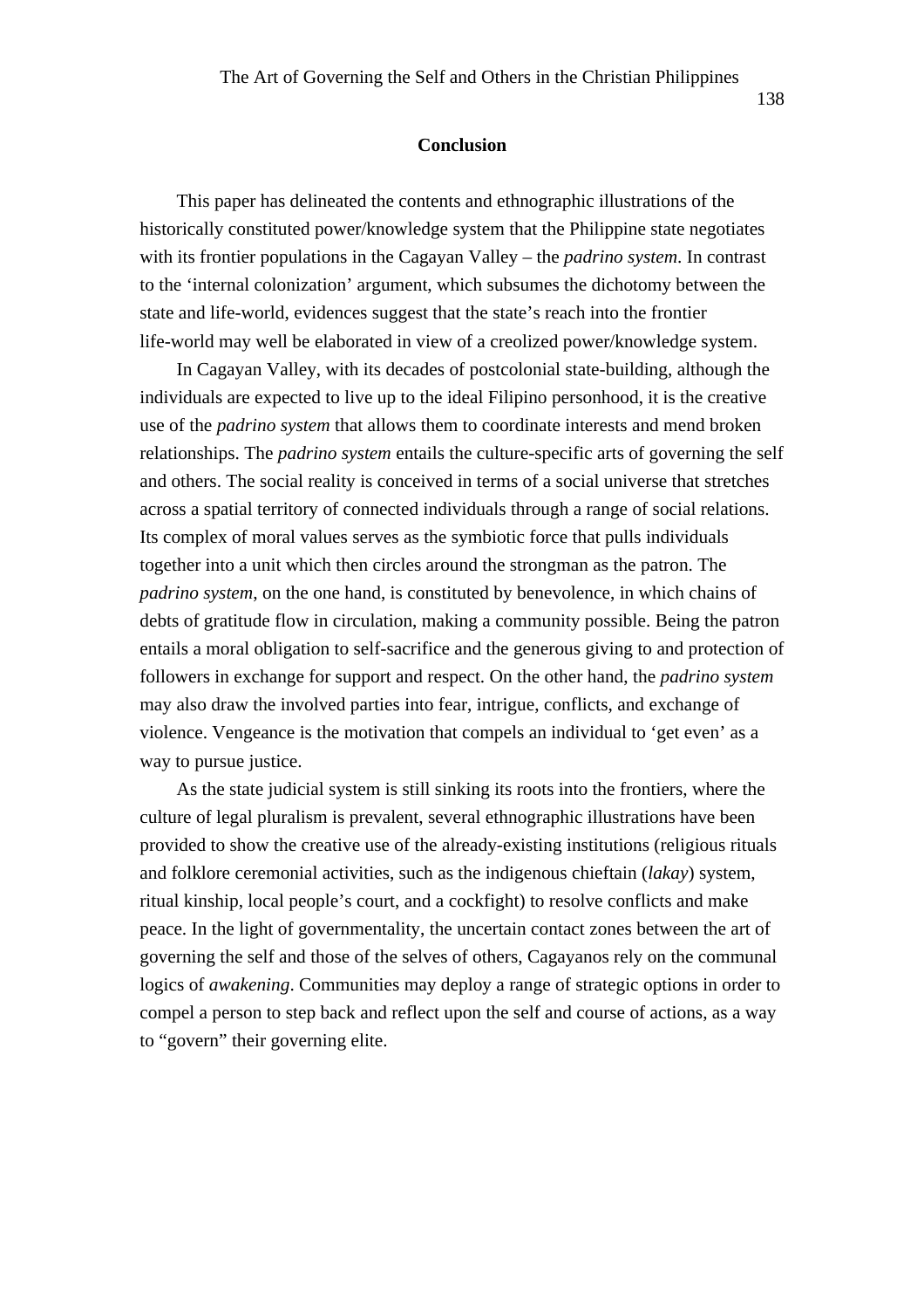## Conclusion

This paper has delineated the contents and ethnographic illustrations of the historically constituted power/knowledge system that the Philippine state negotiates with its frontier populations in the Cagayan Valley – the *padrino system*. In contrast to the 'internal colonization' argument, which subsumes the dichotomy between the state and life-world, evidences suggest that the state's reach into the frontier life-world may well be elaborated in view of a creolized power/knowledge system.

In Cagayan Valley, with its decades of postcolonial state-building, although the individuals are expected to live up to the ideal Filipino personhood, it is the creative use of the *padrino system* that allows them to coordinate interests and mend broken relationships. The *padrino system* entails the culture-specific arts of governing the self and others. The social reality is conceived in terms of a social universe that stretches across a spatial territory of connected individuals through a range of social relations. Its complex of moral values serves as the symbiotic force that pulls individuals together into a unit which then circles around the strongman as the patron. The *padrino system*, on the one hand, is constituted by benevolence, in which chains of debts of gratitude flow in circulation, making a community possible. Being the patron entails a moral obligation to self-sacrifice and the generous giving to and protection of followers in exchange for support and respect. On the other hand, the *padrino system* may also draw the involved parties into fear, intrigue, conflicts, and exchange of violence. Vengeance is the motivation that compels an individual to 'get even' as a way to pursue justice.

As the state judicial system is still sinking its roots into the frontiers, where the culture of legal pluralism is prevalent, several ethnographic illustrations have been provided to show the creative use of the already-existing institutions (religious rituals and folklore ceremonial activities, such as the indigenous chieftain (*lakay*) system, ritual kinship, local people's court, and a cockfight) to resolve conflicts and make peace. In the light of governmentality, the uncertain contact zones between the art of governing the self and those of the selves of others, Cagayanos rely on the communal logics of *awakening*. Communities may deploy a range of strategic options in order to compel a person to step back and reflect upon the self and course of actions, as a way to "govern" their governing elite.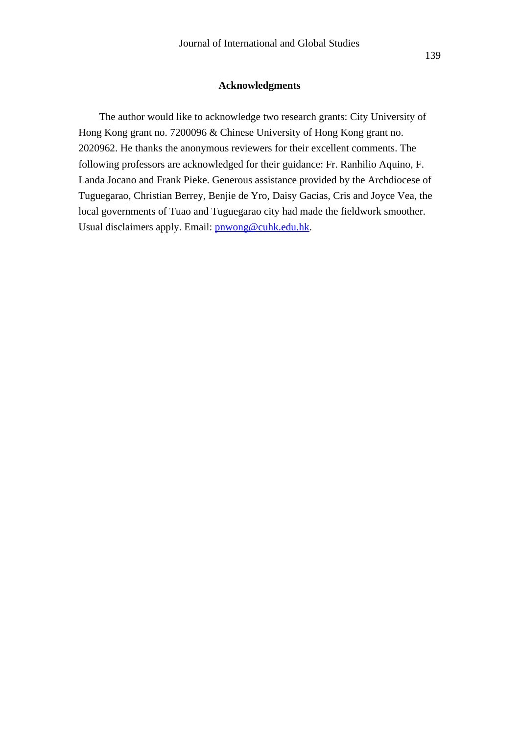## Acknowledgments

The author would like to acknowledge two research grants: City University of Hong Kong grant no. 7200096 & Chinese University of Hong Kong grant no. 2020962. He thanks the anonymous reviewers for their excellent comments. The following professors are acknowledged for their guidance: Fr. Ranhilio Aquino, F. Landa Jocano and Frank Pieke. Generous assistance provided by the Archdiocese of Tuguegarao, Christian Berrey, Benjie de Yro, Daisy Gacias, Cris and Joyce Vea, the local governments of Tuao and Tuguegarao city had made the fieldwork smoother. Usual disclaimers apply. Email: pnwong@cuhk.edu.hk.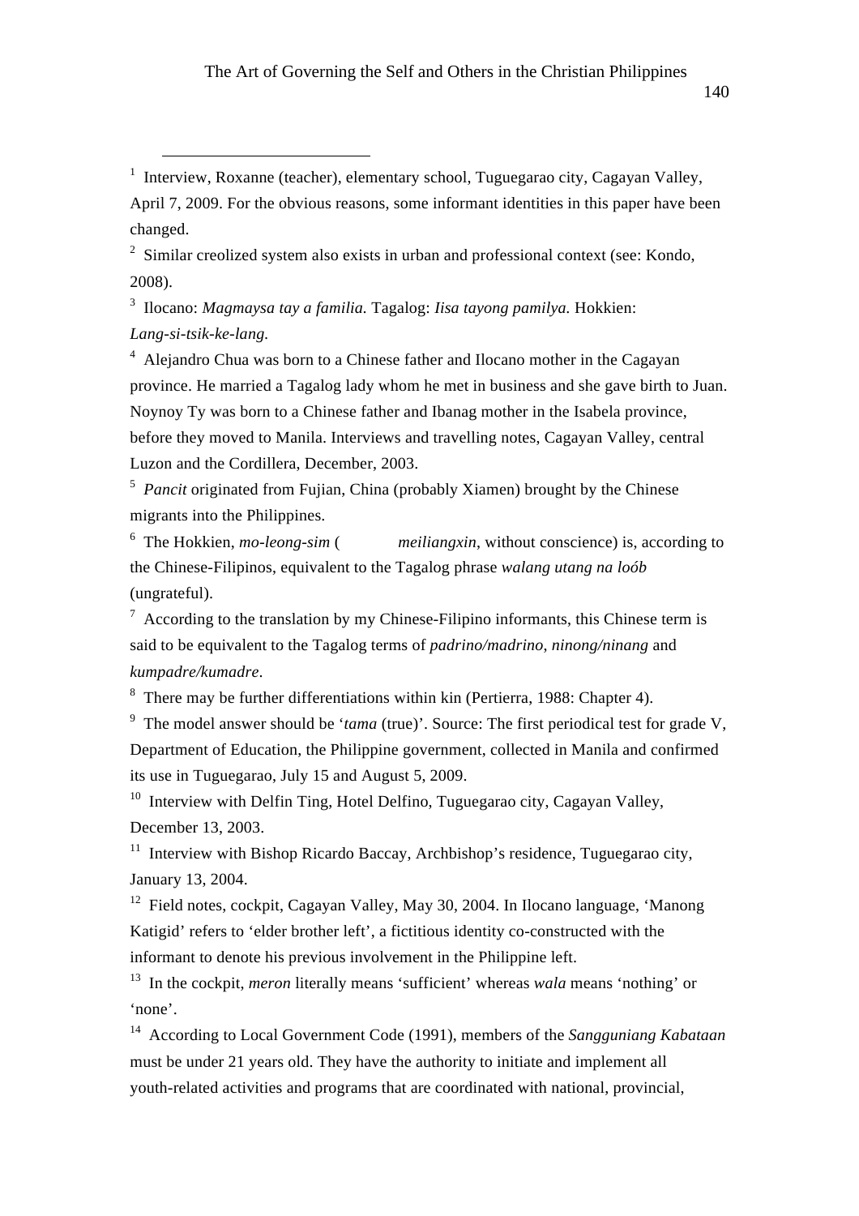[1] Interview, Roxanne (teacher), elementary school, Tuguegarao city, Cagayan Valley, April 7, 2009. For the obvious reasons, some informant identities in this paper have been changed.

[2] Similar creolized system also exists in urban and professional context (see: Kondo, 2008).

[3] Ilocano: *Magmaysa tay a familia.* Tagalog: *Iisa tayong pamilya.* Hokkien: *Lang-si-tsik-ke-lang.*

[4] Alejandro Chua was born to a Chinese father and Ilocano mother in the Cagayan province. He married a Tagalog lady whom he met in business and she gave birth to Juan. Noynoy Ty was born to a Chinese father and Ibanag mother in the Isabela province, before they moved to Manila. Interviews and travelling notes, Cagayan Valley, central Luzon and the Cordillera, December, 2003.

[5] *Pancit* originated from Fujian, China (probably Xiamen) brought by the Chinese migrants into the Philippines.

[6] The Hokkien, *mo-leong-sim* ( *meiliangxin*, without conscience) is, according to the Chinese-Filipinos, equivalent to the Tagalog phrase *walang utang na loób* (ungrateful).

[7] According to the translation by my Chinese-Filipino informants, this Chinese term is said to be equivalent to the Tagalog terms of *padrino/madrino*, *ninong/ninang* and *kumpadre/kumadre*.

[8] There may be further differentiations within kin (Pertierra, 1988: Chapter 4).

[9] The model answer should be '*tama* (true)'. Source: The first periodical test for grade V, Department of Education, the Philippine government, collected in Manila and confirmed its use in Tuguegarao, July 15 and August 5, 2009.

[10] Interview with Delfin Ting, Hotel Delfino, Tuguegarao city, Cagayan Valley, December 13, 2003.

[11] Interview with Bishop Ricardo Baccay, Archbishop's residence, Tuguegarao city, January 13, 2004.

[12] Field notes, cockpit, Cagayan Valley, May 30, 2004. In Ilocano language, 'Manong Katigid' refers to 'elder brother left', a fictitious identity co-constructed with the informant to denote his previous involvement in the Philippine left.

[13] In the cockpit, *meron* literally means 'sufficient' whereas *wala* means 'nothing' or 'none'.

[14] According to Local Government Code (1991), members of the *Sangguniang Kabataan* must be under 21 years old. They have the authority to initiate and implement all youth-related activities and programs that are coordinated with national, provincial,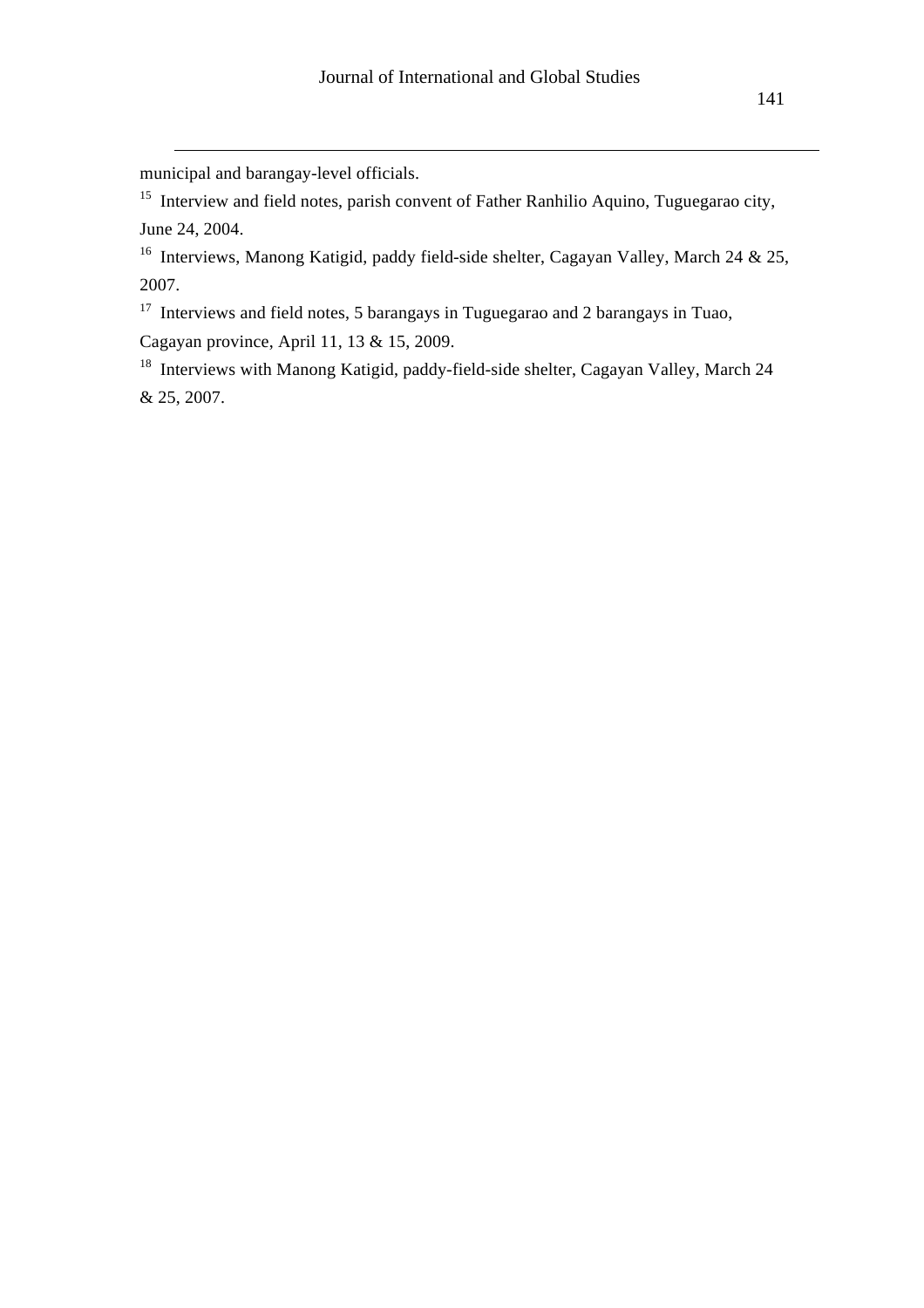municipal and barangay-level officials.

[15] Interview and field notes, parish convent of Father Ranhilio Aquino, Tuguegarao city, June 24, 2004.

[16] Interviews, Manong Katigid, paddy field-side shelter, Cagayan Valley, March 24 & 25, 2007.

[17] Interviews and field notes, 5 barangays in Tuguegarao and 2 barangays in Tuao, Cagayan province, April 11, 13 & 15, 2009.

[18] Interviews with Manong Katigid, paddy-field-side shelter, Cagayan Valley, March 24 & 25, 2007.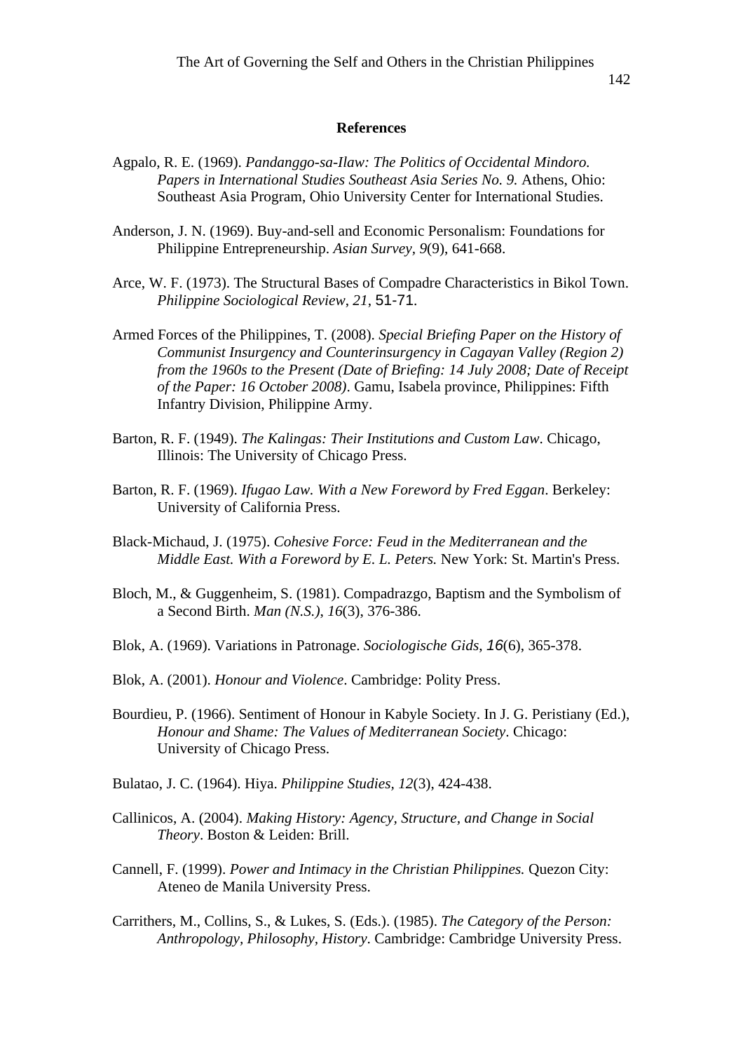## References

Agpalo, R. E. (1969). *Pandanggo-sa-Ilaw: The Politics of Occidental Mindoro. Papers in International Studies Southeast Asia Series No. 9.* Athens, Ohio: Southeast Asia Program, Ohio University Center for International Studies.

Anderson, J. N. (1969). Buy-and-sell and Economic Personalism: Foundations for Philippine Entrepreneurship. *Asian Survey, 9*(9), 641-668.

Arce, W. F. (1973). The Structural Bases of Compadre Characteristics in Bikol Town. *Philippine Sociological Review, 21*, 51-71.

Armed Forces of the Philippines, T. (2008). *Special Briefing Paper on the History of Communist Insurgency and Counterinsurgency in Cagayan Valley (Region 2) from the 1960s to the Present (Date of Briefing: 14 July 2008; Date of Receipt of the Paper: 16 October 2008)*. Gamu, Isabela province, Philippines: Fifth Infantry Division, Philippine Army.

Barton, R. F. (1949). *The Kalingas: Their Institutions and Custom Law*. Chicago, Illinois: The University of Chicago Press.

Barton, R. F. (1969). *Ifugao Law. With a New Foreword by Fred Eggan*. Berkeley: University of California Press.

Black-Michaud, J. (1975). *Cohesive Force: Feud in the Mediterranean and the Middle East. With a Foreword by E. L. Peters.* New York: St. Martin's Press.

Bloch, M., & Guggenheim, S. (1981). Compadrazgo, Baptism and the Symbolism of a Second Birth. *Man (N.S.), 16*(3), 376-386.

Blok, A. (1969). Variations in Patronage. *Sociologische Gids, 16*(6), 365-378.

Blok, A. (2001). *Honour and Violence*. Cambridge: Polity Press.

Bourdieu, P. (1966). Sentiment of Honour in Kabyle Society. In J. G. Peristiany (Ed.), *Honour and Shame: The Values of Mediterranean Society*. Chicago: University of Chicago Press.

Bulatao, J. C. (1964). Hiya. *Philippine Studies, 12*(3), 424-438.

Callinicos, A. (2004). *Making History: Agency, Structure, and Change in Social Theory*. Boston & Leiden: Brill.

Cannell, F. (1999). *Power and Intimacy in the Christian Philippines.* Quezon City: Ateneo de Manila University Press.

Carrithers, M., Collins, S., & Lukes, S. (Eds.). (1985). *The Category of the Person: Anthropology, Philosophy, History*. Cambridge: Cambridge University Press.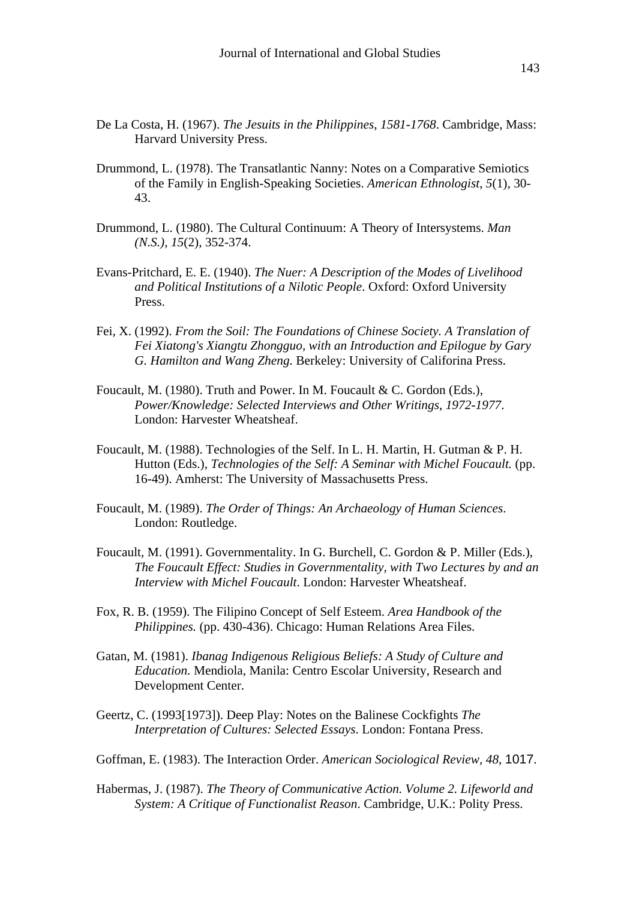De La Costa, H. (1967). *The Jesuits in the Philippines, 1581-1768*. Cambridge, Mass: Harvard University Press.

Drummond, L. (1978). The Transatlantic Nanny: Notes on a Comparative Semiotics of the Family in English-Speaking Societies. *American Ethnologist, 5*(1), 30-43.

Drummond, L. (1980). The Cultural Continuum: A Theory of Intersystems. *Man (N.S.), 15*(2), 352-374.

Evans-Pritchard, E. E. (1940). *The Nuer: A Description of the Modes of Livelihood and Political Institutions of a Nilotic People*. Oxford: Oxford University Press.

Fei, X. (1992). *From the Soil: The Foundations of Chinese Society. A Translation of Fei Xiatong's Xiangtu Zhongguo, with an Introduction and Epilogue by Gary G. Hamilton and Wang Zheng.* Berkeley: University of Califorina Press.

Foucault, M. (1980). Truth and Power. In M. Foucault & C. Gordon (Eds.), *Power/Knowledge: Selected Interviews and Other Writings, 1972-1977*. London: Harvester Wheatsheaf.

Foucault, M. (1988). Technologies of the Self. In L. H. Martin, H. Gutman & P. H. Hutton (Eds.), *Technologies of the Self: A Seminar with Michel Foucault.* (pp. 16-49). Amherst: The University of Massachusetts Press.

Foucault, M. (1989). *The Order of Things: An Archaeology of Human Sciences*. London: Routledge.

Foucault, M. (1991). Governmentality. In G. Burchell, C. Gordon & P. Miller (Eds.), *The Foucault Effect: Studies in Governmentality, with Two Lectures by and an Interview with Michel Foucault*. London: Harvester Wheatsheaf.

Fox, R. B. (1959). The Filipino Concept of Self Esteem. *Area Handbook of the Philippines.* (pp. 430-436). Chicago: Human Relations Area Files.

Gatan, M. (1981). *Ibanag Indigenous Religious Beliefs: A Study of Culture and Education.* Mendiola, Manila: Centro Escolar University, Research and Development Center.

Geertz, C. (1993[1973]). Deep Play: Notes on the Balinese Cockfights *The Interpretation of Cultures: Selected Essays*. London: Fontana Press.

Goffman, E. (1983). The Interaction Order. *American Sociological Review, 48*, 1017.

Habermas, J. (1987). *The Theory of Communicative Action. Volume 2. Lifeworld and System: A Critique of Functionalist Reason*. Cambridge, U.K.: Polity Press.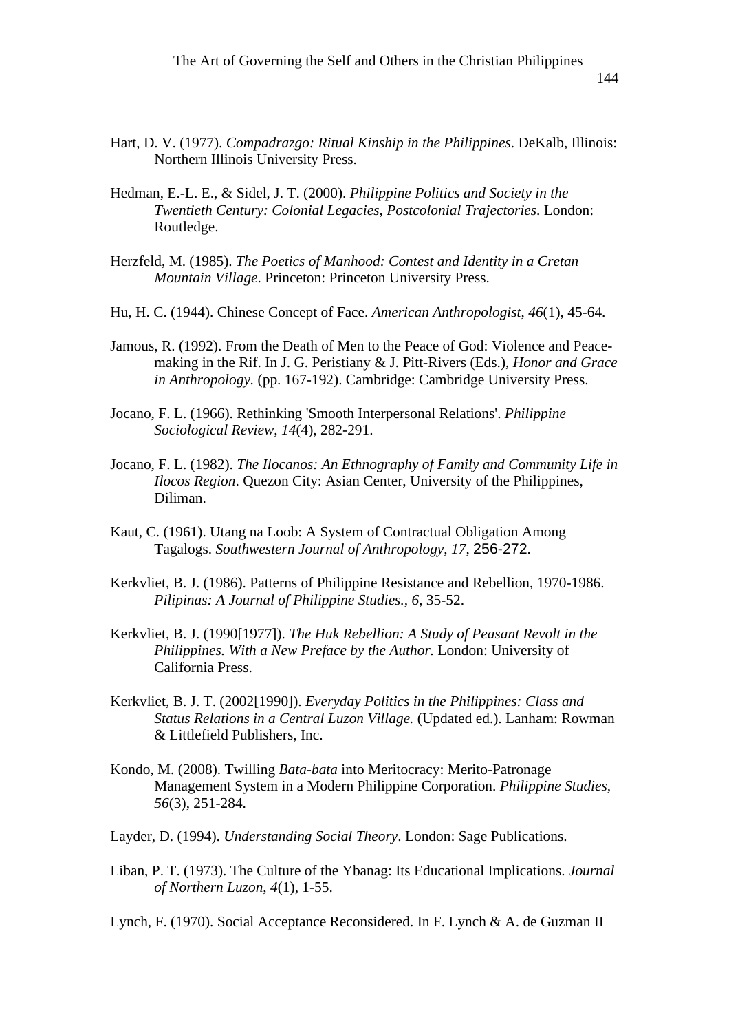Hart, D. V. (1977). *Compadrazgo: Ritual Kinship in the Philippines*. DeKalb, Illinois: Northern Illinois University Press.

Hedman, E.-L. E., & Sidel, J. T. (2000). *Philippine Politics and Society in the Twentieth Century: Colonial Legacies, Postcolonial Trajectories*. London: Routledge.

Herzfeld, M. (1985). *The Poetics of Manhood: Contest and Identity in a Cretan Mountain Village*. Princeton: Princeton University Press.

Hu, H. C. (1944). Chinese Concept of Face. *American Anthropologist*, *46*(1), 45-64.

Jamous, R. (1992). From the Death of Men to the Peace of God: Violence and Peace-making in the Rif. In J. G. Peristiany & J. Pitt-Rivers (Eds.), *Honor and Grace in Anthropology.* (pp. 167-192). Cambridge: Cambridge University Press.

Jocano, F. L. (1966). Rethinking 'Smooth Interpersonal Relations'. *Philippine Sociological Review*, *14*(4), 282-291.

Jocano, F. L. (1982). *The Ilocanos: An Ethnography of Family and Community Life in Ilocos Region*. Quezon City: Asian Center, University of the Philippines, Diliman.

Kaut, C. (1961). Utang na Loob: A System of Contractual Obligation Among Tagalogs. *Southwestern Journal of Anthropology*, *17*, 256-272.

Kerkvliet, B. J. (1986). Patterns of Philippine Resistance and Rebellion, 1970-1986. *Pilipinas: A Journal of Philippine Studies.*, *6*, 35-52.

Kerkvliet, B. J. (1990[1977]). *The Huk Rebellion: A Study of Peasant Revolt in the Philippines. With a New Preface by the Author.* London: University of California Press.

Kerkvliet, B. J. T. (2002[1990]). *Everyday Politics in the Philippines: Class and Status Relations in a Central Luzon Village.* (Updated ed.). Lanham: Rowman & Littlefield Publishers, Inc.

Kondo, M. (2008). Twilling *Bata-bata* into Meritocracy: Merito-Patronage Management System in a Modern Philippine Corporation. *Philippine Studies*, *56*(3), 251-284.

Layder, D. (1994). *Understanding Social Theory*. London: Sage Publications.

Liban, P. T. (1973). The Culture of the Ybanag: Its Educational Implications. *Journal of Northern Luzon*, *4*(1), 1-55.

Lynch, F. (1970). Social Acceptance Reconsidered. In F. Lynch & A. de Guzman II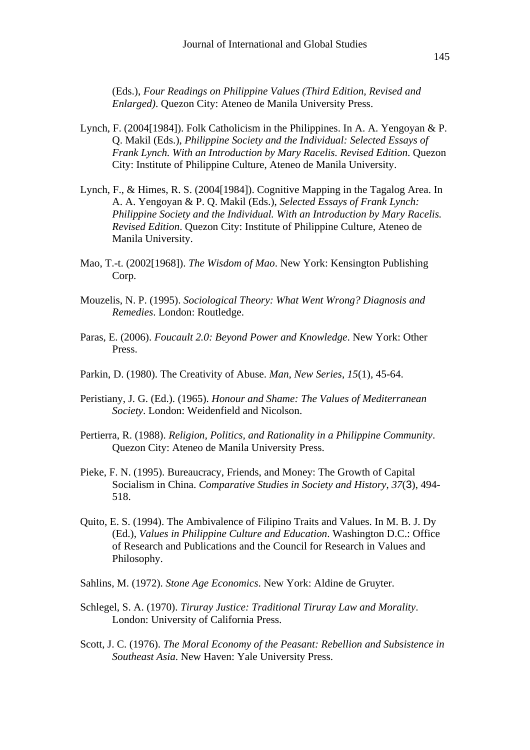(Eds.), *Four Readings on Philippine Values (Third Edition, Revised and Enlarged)*. Quezon City: Ateneo de Manila University Press.

Lynch, F. (2004[1984]). Folk Catholicism in the Philippines. In A. A. Yengoyan & P. Q. Makil (Eds.), *Philippine Society and the Individual: Selected Essays of Frank Lynch. With an Introduction by Mary Racelis. Revised Edition*. Quezon City: Institute of Philippine Culture, Ateneo de Manila University.

Lynch, F., & Himes, R. S. (2004[1984]). Cognitive Mapping in the Tagalog Area. In A. A. Yengoyan & P. Q. Makil (Eds.), *Selected Essays of Frank Lynch: Philippine Society and the Individual. With an Introduction by Mary Racelis. Revised Edition*. Quezon City: Institute of Philippine Culture, Ateneo de Manila University.

Mao, T.-t. (2002[1968]). *The Wisdom of Mao*. New York: Kensington Publishing Corp.

Mouzelis, N. P. (1995). *Sociological Theory: What Went Wrong? Diagnosis and Remedies*. London: Routledge.

Paras, E. (2006). *Foucault 2.0: Beyond Power and Knowledge*. New York: Other Press.

Parkin, D. (1980). The Creativity of Abuse. *Man, New Series*, *15*(1), 45-64.

Peristiany, J. G. (Ed.). (1965). *Honour and Shame: The Values of Mediterranean Society*. London: Weidenfield and Nicolson.

Pertierra, R. (1988). *Religion, Politics, and Rationality in a Philippine Community*. Quezon City: Ateneo de Manila University Press.

Pieke, F. N. (1995). Bureaucracy, Friends, and Money: The Growth of Capital Socialism in China. *Comparative Studies in Society and History*, *37*(3), 494-518.

Quito, E. S. (1994). The Ambivalence of Filipino Traits and Values. In M. B. J. Dy (Ed.), *Values in Philippine Culture and Education*. Washington D.C.: Office of Research and Publications and the Council for Research in Values and Philosophy.

Sahlins, M. (1972). *Stone Age Economics*. New York: Aldine de Gruyter.

Schlegel, S. A. (1970). *Tiruray Justice: Traditional Tiruray Law and Morality*. London: University of California Press.

Scott, J. C. (1976). *The Moral Economy of the Peasant: Rebellion and Subsistence in Southeast Asia*. New Haven: Yale University Press.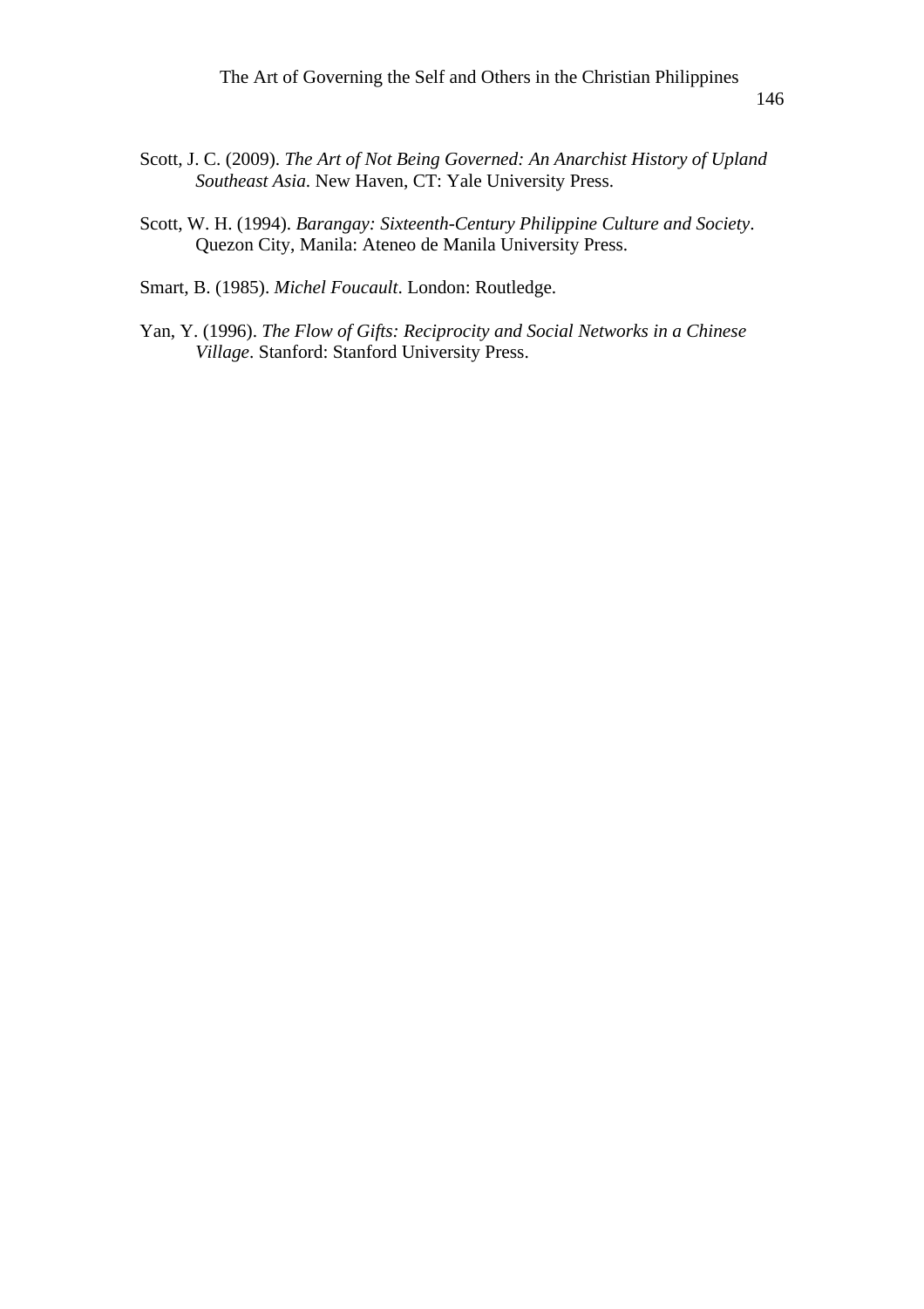Scott, J. C. (2009). *The Art of Not Being Governed: An Anarchist History of Upland Southeast Asia*. New Haven, CT: Yale University Press.

Scott, W. H. (1994). *Barangay: Sixteenth-Century Philippine Culture and Society*. Quezon City, Manila: Ateneo de Manila University Press.

Smart, B. (1985). *Michel Foucault*. London: Routledge.

Yan, Y. (1996). *The Flow of Gifts: Reciprocity and Social Networks in a Chinese Village*. Stanford: Stanford University Press.